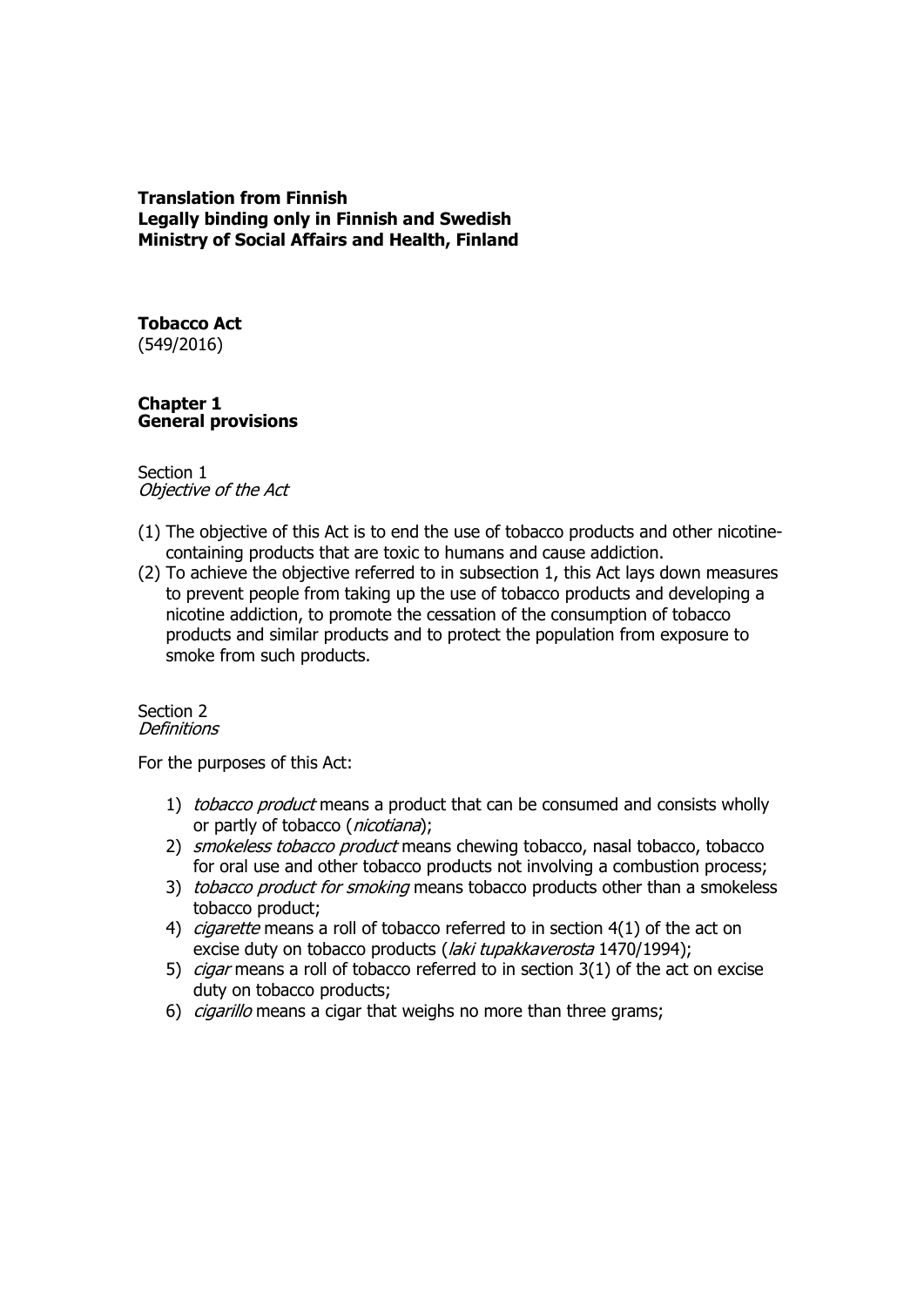**Translation from Finnish**
**Legally binding only in Finnish and Swedish**
**Ministry of Social Affairs and Health, Finland**

# Tobacco Act

(549/2016)

## Chapter 1
## General provisions

Section 1
*Objective of the Act*

(1) The objective of this Act is to end the use of tobacco products and other nicotine-containing products that are toxic to humans and cause addiction.

(2) To achieve the objective referred to in subsection 1, this Act lays down measures to prevent people from taking up the use of tobacco products and developing a nicotine addiction, to promote the cessation of the consumption of tobacco products and similar products and to protect the population from exposure to smoke from such products.

Section 2
*Definitions*

For the purposes of this Act:

1) *tobacco product* means a product that can be consumed and consists wholly or partly of tobacco (*nicotiana*);
2) *smokeless tobacco product* means chewing tobacco, nasal tobacco, tobacco for oral use and other tobacco products not involving a combustion process;
3) *tobacco product for smoking* means tobacco products other than a smokeless tobacco product;
4) *cigarette* means a roll of tobacco referred to in section 4(1) of the act on excise duty on tobacco products (*laki tupakkaverosta* 1470/1994);
5) *cigar* means a roll of tobacco referred to in section 3(1) of the act on excise duty on tobacco products;
6) *cigarillo* means a cigar that weighs no more than three grams;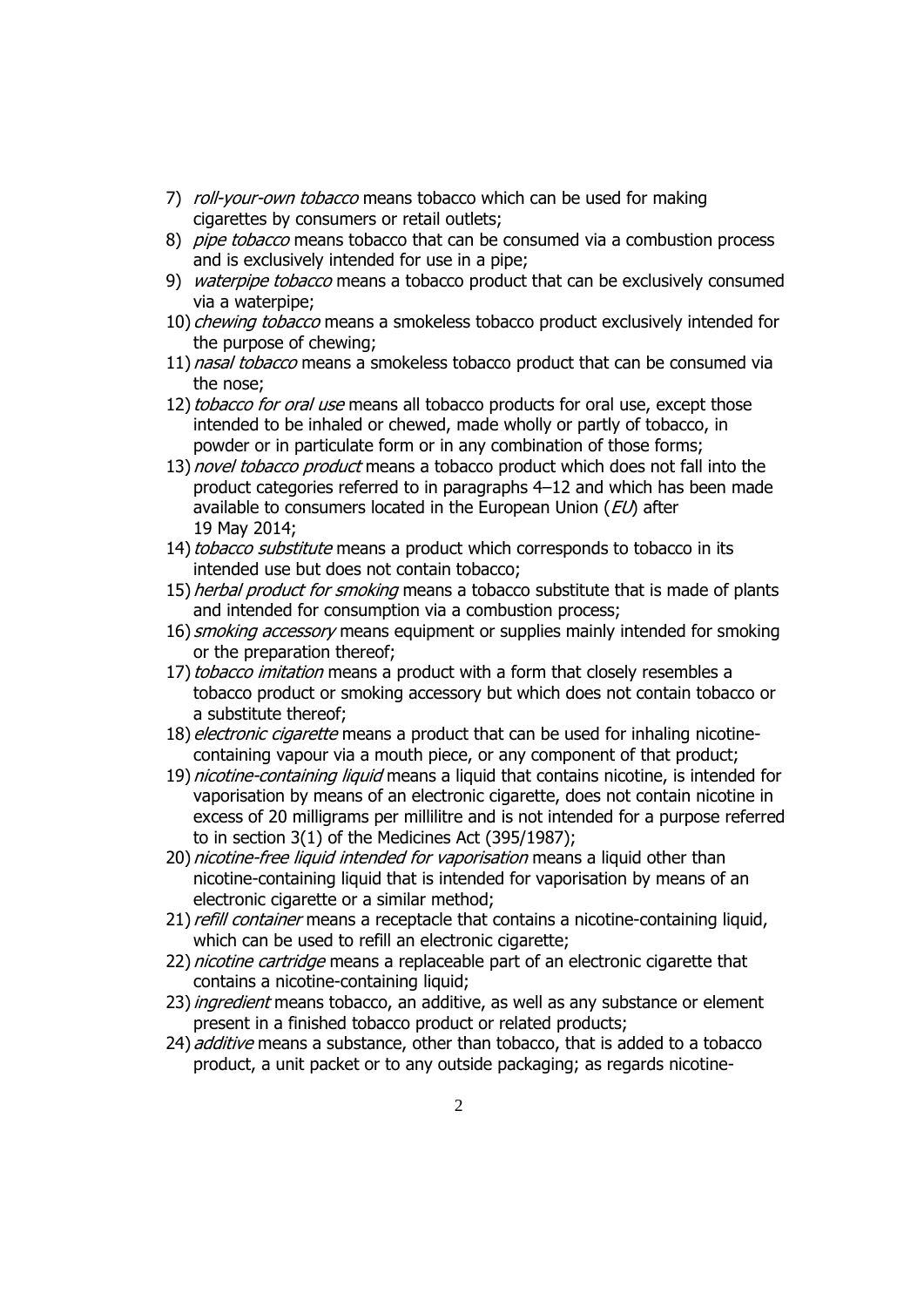7) *roll-your-own tobacco* means tobacco which can be used for making cigarettes by consumers or retail outlets;
8) *pipe tobacco* means tobacco that can be consumed via a combustion process and is exclusively intended for use in a pipe;
9) *waterpipe tobacco* means a tobacco product that can be exclusively consumed via a waterpipe;
10) *chewing tobacco* means a smokeless tobacco product exclusively intended for the purpose of chewing;
11) *nasal tobacco* means a smokeless tobacco product that can be consumed via the nose;
12) *tobacco for oral use* means all tobacco products for oral use, except those intended to be inhaled or chewed, made wholly or partly of tobacco, in powder or in particulate form or in any combination of those forms;
13) *novel tobacco product* means a tobacco product which does not fall into the product categories referred to in paragraphs 4–12 and which has been made available to consumers located in the European Union (*EU*) after 19 May 2014;
14) *tobacco substitute* means a product which corresponds to tobacco in its intended use but does not contain tobacco;
15) *herbal product for smoking* means a tobacco substitute that is made of plants and intended for consumption via a combustion process;
16) *smoking accessory* means equipment or supplies mainly intended for smoking or the preparation thereof;
17) *tobacco imitation* means a product with a form that closely resembles a tobacco product or smoking accessory but which does not contain tobacco or a substitute thereof;
18) *electronic cigarette* means a product that can be used for inhaling nicotine-containing vapour via a mouth piece, or any component of that product;
19) *nicotine-containing liquid* means a liquid that contains nicotine, is intended for vaporisation by means of an electronic cigarette, does not contain nicotine in excess of 20 milligrams per millilitre and is not intended for a purpose referred to in section 3(1) of the Medicines Act (395/1987);
20) *nicotine-free liquid intended for vaporisation* means a liquid other than nicotine-containing liquid that is intended for vaporisation by means of an electronic cigarette or a similar method;
21) *refill container* means a receptacle that contains a nicotine-containing liquid, which can be used to refill an electronic cigarette;
22) *nicotine cartridge* means a replaceable part of an electronic cigarette that contains a nicotine-containing liquid;
23) *ingredient* means tobacco, an additive, as well as any substance or element present in a finished tobacco product or related products;
24) *additive* means a substance, other than tobacco, that is added to a tobacco product, a unit packet or to any outside packaging; as regards nicotine-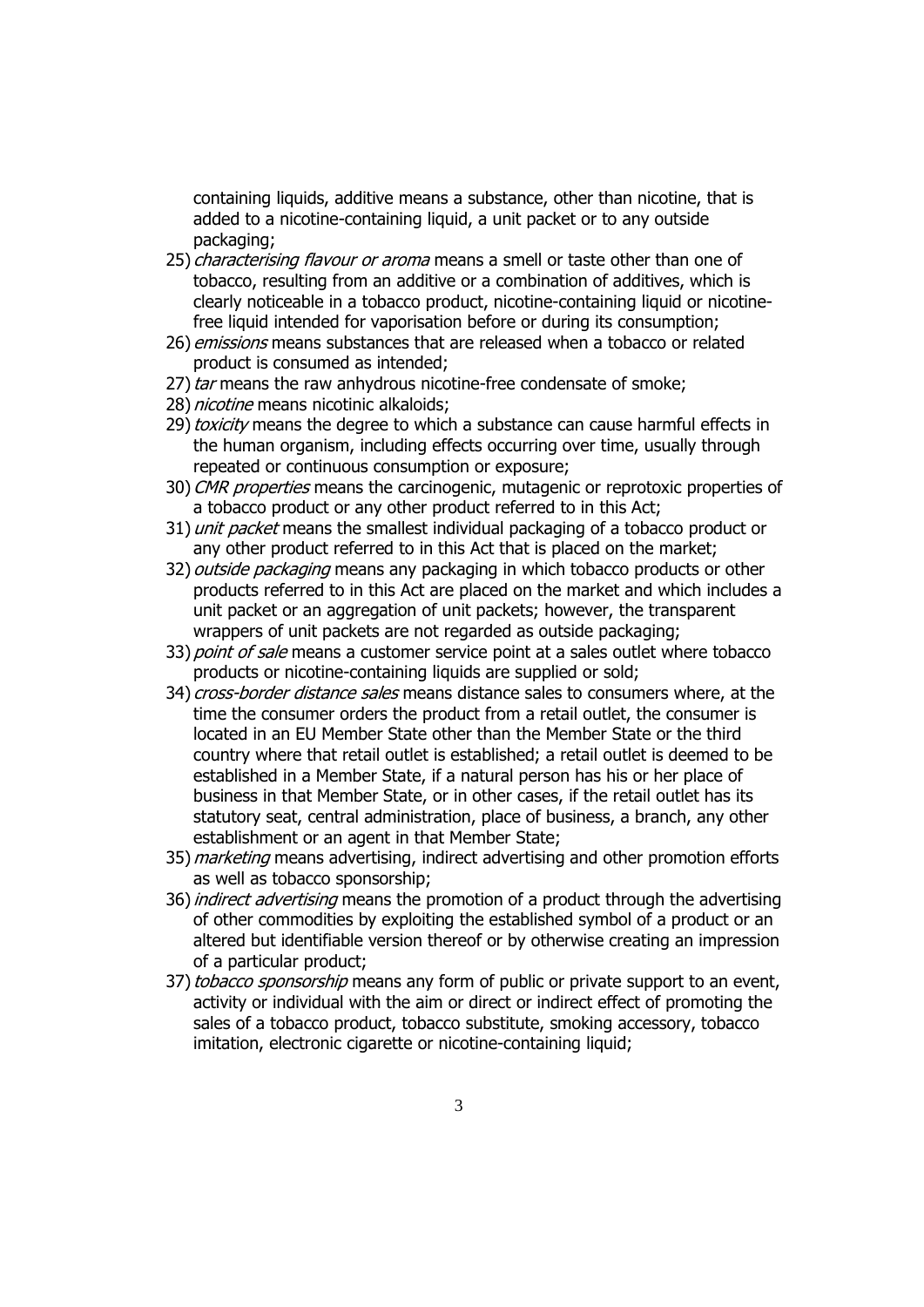containing liquids, additive means a substance, other than nicotine, that is added to a nicotine-containing liquid, a unit packet or to any outside packaging;

25) *characterising flavour or aroma* means a smell or taste other than one of tobacco, resulting from an additive or a combination of additives, which is clearly noticeable in a tobacco product, nicotine-containing liquid or nicotine-free liquid intended for vaporisation before or during its consumption;
26) *emissions* means substances that are released when a tobacco or related product is consumed as intended;
27) *tar* means the raw anhydrous nicotine-free condensate of smoke;
28) *nicotine* means nicotinic alkaloids;
29) *toxicity* means the degree to which a substance can cause harmful effects in the human organism, including effects occurring over time, usually through repeated or continuous consumption or exposure;
30) *CMR properties* means the carcinogenic, mutagenic or reprotoxic properties of a tobacco product or any other product referred to in this Act;
31) *unit packet* means the smallest individual packaging of a tobacco product or any other product referred to in this Act that is placed on the market;
32) *outside packaging* means any packaging in which tobacco products or other products referred to in this Act are placed on the market and which includes a unit packet or an aggregation of unit packets; however, the transparent wrappers of unit packets are not regarded as outside packaging;
33) *point of sale* means a customer service point at a sales outlet where tobacco products or nicotine-containing liquids are supplied or sold;
34) *cross-border distance sales* means distance sales to consumers where, at the time the consumer orders the product from a retail outlet, the consumer is located in an EU Member State other than the Member State or the third country where that retail outlet is established; a retail outlet is deemed to be established in a Member State, if a natural person has his or her place of business in that Member State, or in other cases, if the retail outlet has its statutory seat, central administration, place of business, a branch, any other establishment or an agent in that Member State;
35) *marketing* means advertising, indirect advertising and other promotion efforts as well as tobacco sponsorship;
36) *indirect advertising* means the promotion of a product through the advertising of other commodities by exploiting the established symbol of a product or an altered but identifiable version thereof or by otherwise creating an impression of a particular product;
37) *tobacco sponsorship* means any form of public or private support to an event, activity or individual with the aim or direct or indirect effect of promoting the sales of a tobacco product, tobacco substitute, smoking accessory, tobacco imitation, electronic cigarette or nicotine-containing liquid;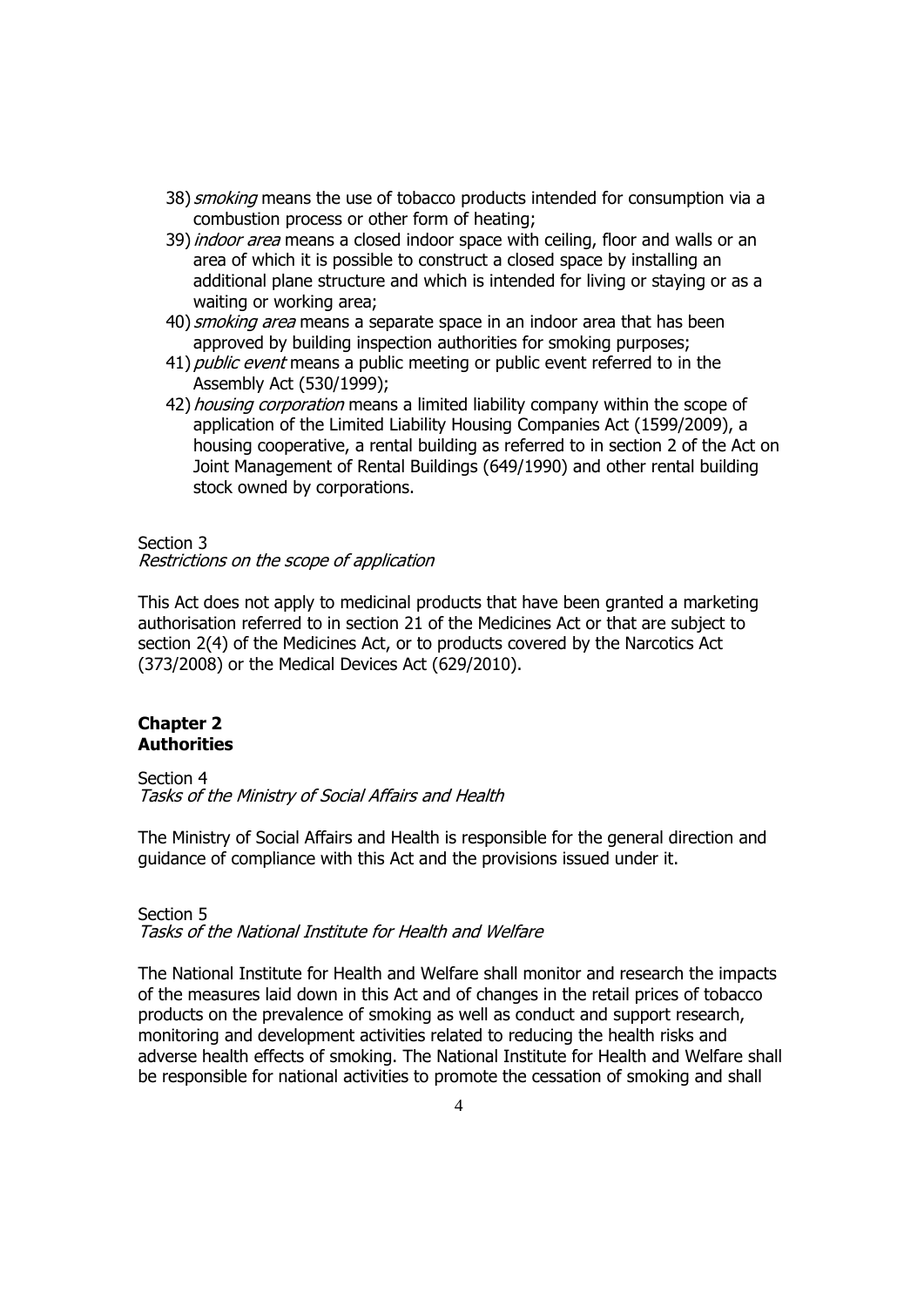38) *smoking* means the use of tobacco products intended for consumption via a combustion process or other form of heating;
39) *indoor area* means a closed indoor space with ceiling, floor and walls or an area of which it is possible to construct a closed space by installing an additional plane structure and which is intended for living or staying or as a waiting or working area;
40) *smoking area* means a separate space in an indoor area that has been approved by building inspection authorities for smoking purposes;
41) *public event* means a public meeting or public event referred to in the Assembly Act (530/1999);
42) *housing corporation* means a limited liability company within the scope of application of the Limited Liability Housing Companies Act (1599/2009), a housing cooperative, a rental building as referred to in section 2 of the Act on Joint Management of Rental Buildings (649/1990) and other rental building stock owned by corporations.

Section 3
*Restrictions on the scope of application*

This Act does not apply to medicinal products that have been granted a marketing authorisation referred to in section 21 of the Medicines Act or that are subject to section 2(4) of the Medicines Act, or to products covered by the Narcotics Act (373/2008) or the Medical Devices Act (629/2010).

## Chapter 2
## Authorities

Section 4
*Tasks of the Ministry of Social Affairs and Health*

The Ministry of Social Affairs and Health is responsible for the general direction and guidance of compliance with this Act and the provisions issued under it.

Section 5
*Tasks of the National Institute for Health and Welfare*

The National Institute for Health and Welfare shall monitor and research the impacts of the measures laid down in this Act and of changes in the retail prices of tobacco products on the prevalence of smoking as well as conduct and support research, monitoring and development activities related to reducing the health risks and adverse health effects of smoking. The National Institute for Health and Welfare shall be responsible for national activities to promote the cessation of smoking and shall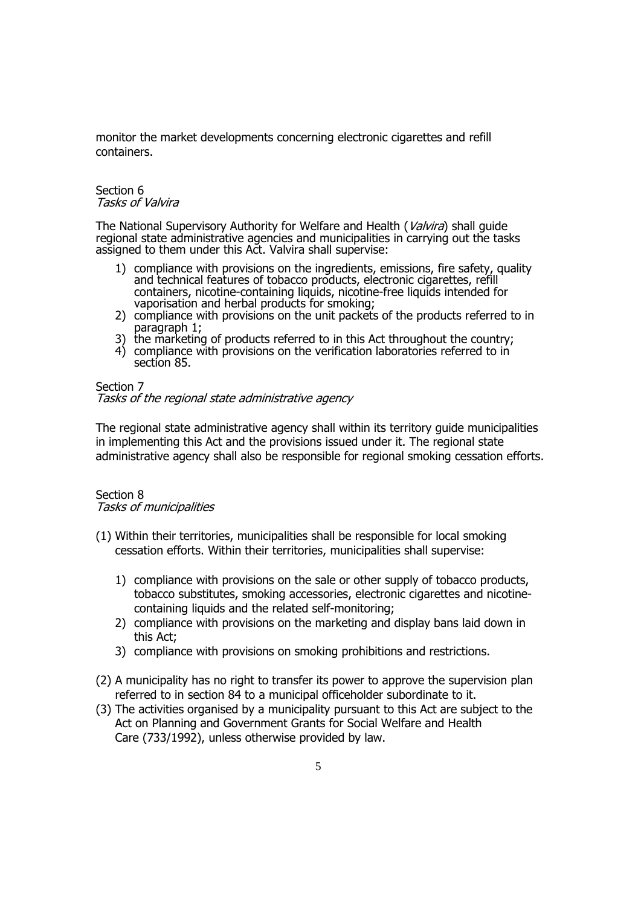monitor the market developments concerning electronic cigarettes and refill containers.

Section 6
*Tasks of Valvira*

The National Supervisory Authority for Welfare and Health (*Valvira*) shall guide regional state administrative agencies and municipalities in carrying out the tasks assigned to them under this Act. Valvira shall supervise:

1) compliance with provisions on the ingredients, emissions, fire safety, quality and technical features of tobacco products, electronic cigarettes, refill containers, nicotine-containing liquids, nicotine-free liquids intended for vaporisation and herbal products for smoking;
2) compliance with provisions on the unit packets of the products referred to in paragraph 1;
3) the marketing of products referred to in this Act throughout the country;
4) compliance with provisions on the verification laboratories referred to in section 85.

Section 7
*Tasks of the regional state administrative agency*

The regional state administrative agency shall within its territory guide municipalities in implementing this Act and the provisions issued under it. The regional state administrative agency shall also be responsible for regional smoking cessation efforts.

Section 8
*Tasks of municipalities*

(1) Within their territories, municipalities shall be responsible for local smoking cessation efforts. Within their territories, municipalities shall supervise:

   1) compliance with provisions on the sale or other supply of tobacco products, tobacco substitutes, smoking accessories, electronic cigarettes and nicotine-containing liquids and the related self-monitoring;
   2) compliance with provisions on the marketing and display bans laid down in this Act;
   3) compliance with provisions on smoking prohibitions and restrictions.

(2) A municipality has no right to transfer its power to approve the supervision plan referred to in section 84 to a municipal officeholder subordinate to it.
(3) The activities organised by a municipality pursuant to this Act are subject to the Act on Planning and Government Grants for Social Welfare and Health Care (733/1992), unless otherwise provided by law.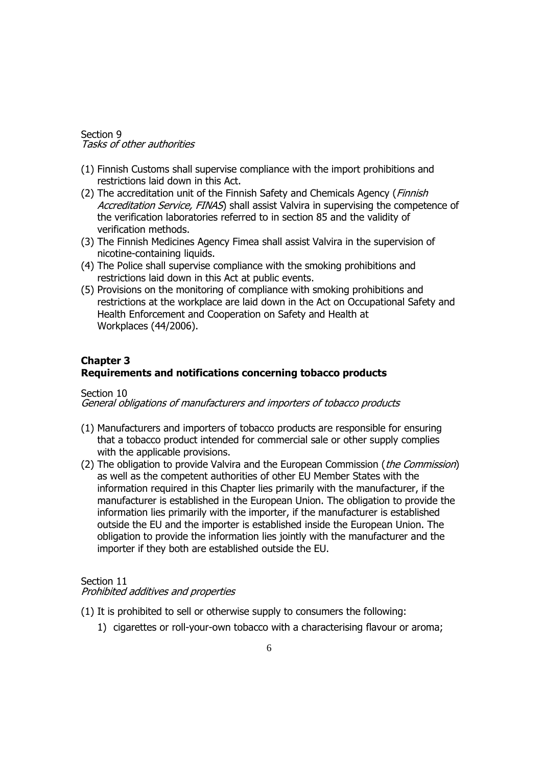Section 9
*Tasks of other authorities*

(1) Finnish Customs shall supervise compliance with the import prohibitions and restrictions laid down in this Act.
(2) The accreditation unit of the Finnish Safety and Chemicals Agency (*Finnish Accreditation Service, FINAS*) shall assist Valvira in supervising the competence of the verification laboratories referred to in section 85 and the validity of verification methods.
(3) The Finnish Medicines Agency Fimea shall assist Valvira in the supervision of nicotine-containing liquids.
(4) The Police shall supervise compliance with the smoking prohibitions and restrictions laid down in this Act at public events.
(5) Provisions on the monitoring of compliance with smoking prohibitions and restrictions at the workplace are laid down in the Act on Occupational Safety and Health Enforcement and Cooperation on Safety and Health at Workplaces (44/2006).

## Chapter 3
## Requirements and notifications concerning tobacco products

Section 10
*General obligations of manufacturers and importers of tobacco products*

(1) Manufacturers and importers of tobacco products are responsible for ensuring that a tobacco product intended for commercial sale or other supply complies with the applicable provisions.
(2) The obligation to provide Valvira and the European Commission (*the Commission*) as well as the competent authorities of other EU Member States with the information required in this Chapter lies primarily with the manufacturer, if the manufacturer is established in the European Union. The obligation to provide the information lies primarily with the importer, if the manufacturer is established outside the EU and the importer is established inside the European Union. The obligation to provide the information lies jointly with the manufacturer and the importer if they both are established outside the EU.

Section 11
*Prohibited additives and properties*

(1) It is prohibited to sell or otherwise supply to consumers the following:
   1) cigarettes or roll-your-own tobacco with a characterising flavour or aroma;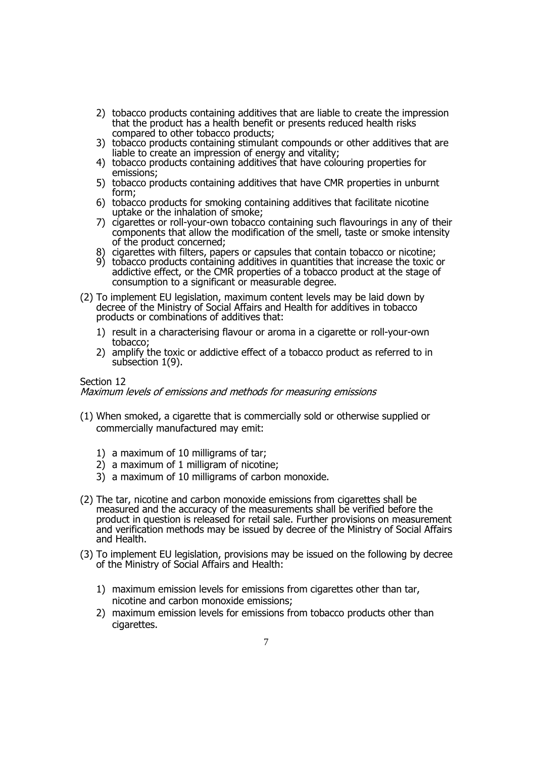2) tobacco products containing additives that are liable to create the impression that the product has a health benefit or presents reduced health risks compared to other tobacco products;
3) tobacco products containing stimulant compounds or other additives that are liable to create an impression of energy and vitality;
4) tobacco products containing additives that have colouring properties for emissions;
5) tobacco products containing additives that have CMR properties in unburnt form;
6) tobacco products for smoking containing additives that facilitate nicotine uptake or the inhalation of smoke;
7) cigarettes or roll-your-own tobacco containing such flavourings in any of their components that allow the modification of the smell, taste or smoke intensity of the product concerned;
8) cigarettes with filters, papers or capsules that contain tobacco or nicotine;
9) tobacco products containing additives in quantities that increase the toxic or addictive effect, or the CMR properties of a tobacco product at the stage of consumption to a significant or measurable degree.

(2) To implement EU legislation, maximum content levels may be laid down by decree of the Ministry of Social Affairs and Health for additives in tobacco products or combinations of additives that:

1) result in a characterising flavour or aroma in a cigarette or roll-your-own tobacco;
2) amplify the toxic or addictive effect of a tobacco product as referred to in subsection 1(9).

Section 12
*Maximum levels of emissions and methods for measuring emissions*

(1) When smoked, a cigarette that is commercially sold or otherwise supplied or commercially manufactured may emit:

1) a maximum of 10 milligrams of tar;
2) a maximum of 1 milligram of nicotine;
3) a maximum of 10 milligrams of carbon monoxide.

(2) The tar, nicotine and carbon monoxide emissions from cigarettes shall be measured and the accuracy of the measurements shall be verified before the product in question is released for retail sale. Further provisions on measurement and verification methods may be issued by decree of the Ministry of Social Affairs and Health.

(3) To implement EU legislation, provisions may be issued on the following by decree of the Ministry of Social Affairs and Health:

1) maximum emission levels for emissions from cigarettes other than tar, nicotine and carbon monoxide emissions;
2) maximum emission levels for emissions from tobacco products other than cigarettes.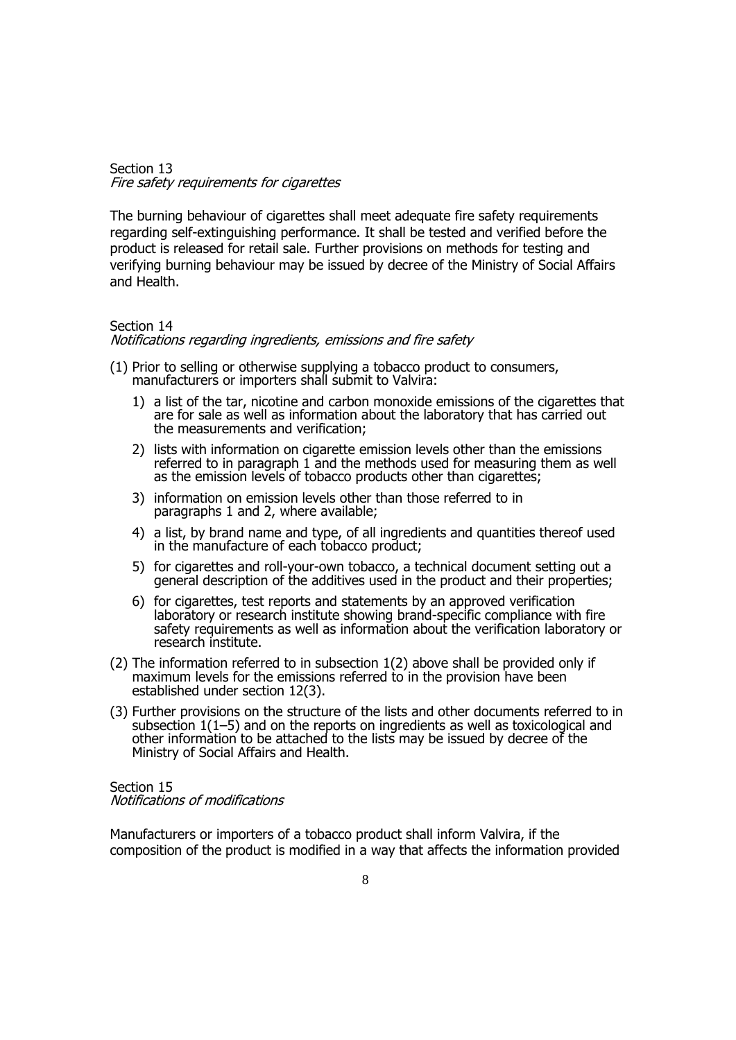Section 13
*Fire safety requirements for cigarettes*

The burning behaviour of cigarettes shall meet adequate fire safety requirements regarding self-extinguishing performance. It shall be tested and verified before the product is released for retail sale. Further provisions on methods for testing and verifying burning behaviour may be issued by decree of the Ministry of Social Affairs and Health.

Section 14
*Notifications regarding ingredients, emissions and fire safety*

(1) Prior to selling or otherwise supplying a tobacco product to consumers, manufacturers or importers shall submit to Valvira:

1) a list of the tar, nicotine and carbon monoxide emissions of the cigarettes that are for sale as well as information about the laboratory that has carried out the measurements and verification;

2) lists with information on cigarette emission levels other than the emissions referred to in paragraph 1 and the methods used for measuring them as well as the emission levels of tobacco products other than cigarettes;

3) information on emission levels other than those referred to in paragraphs 1 and 2, where available;

4) a list, by brand name and type, of all ingredients and quantities thereof used in the manufacture of each tobacco product;

5) for cigarettes and roll-your-own tobacco, a technical document setting out a general description of the additives used in the product and their properties;

6) for cigarettes, test reports and statements by an approved verification laboratory or research institute showing brand-specific compliance with fire safety requirements as well as information about the verification laboratory or research institute.

(2) The information referred to in subsection 1(2) above shall be provided only if maximum levels for the emissions referred to in the provision have been established under section 12(3).

(3) Further provisions on the structure of the lists and other documents referred to in subsection 1(1–5) and on the reports on ingredients as well as toxicological and other information to be attached to the lists may be issued by decree of the Ministry of Social Affairs and Health.

Section 15
*Notifications of modifications*

Manufacturers or importers of a tobacco product shall inform Valvira, if the composition of the product is modified in a way that affects the information provided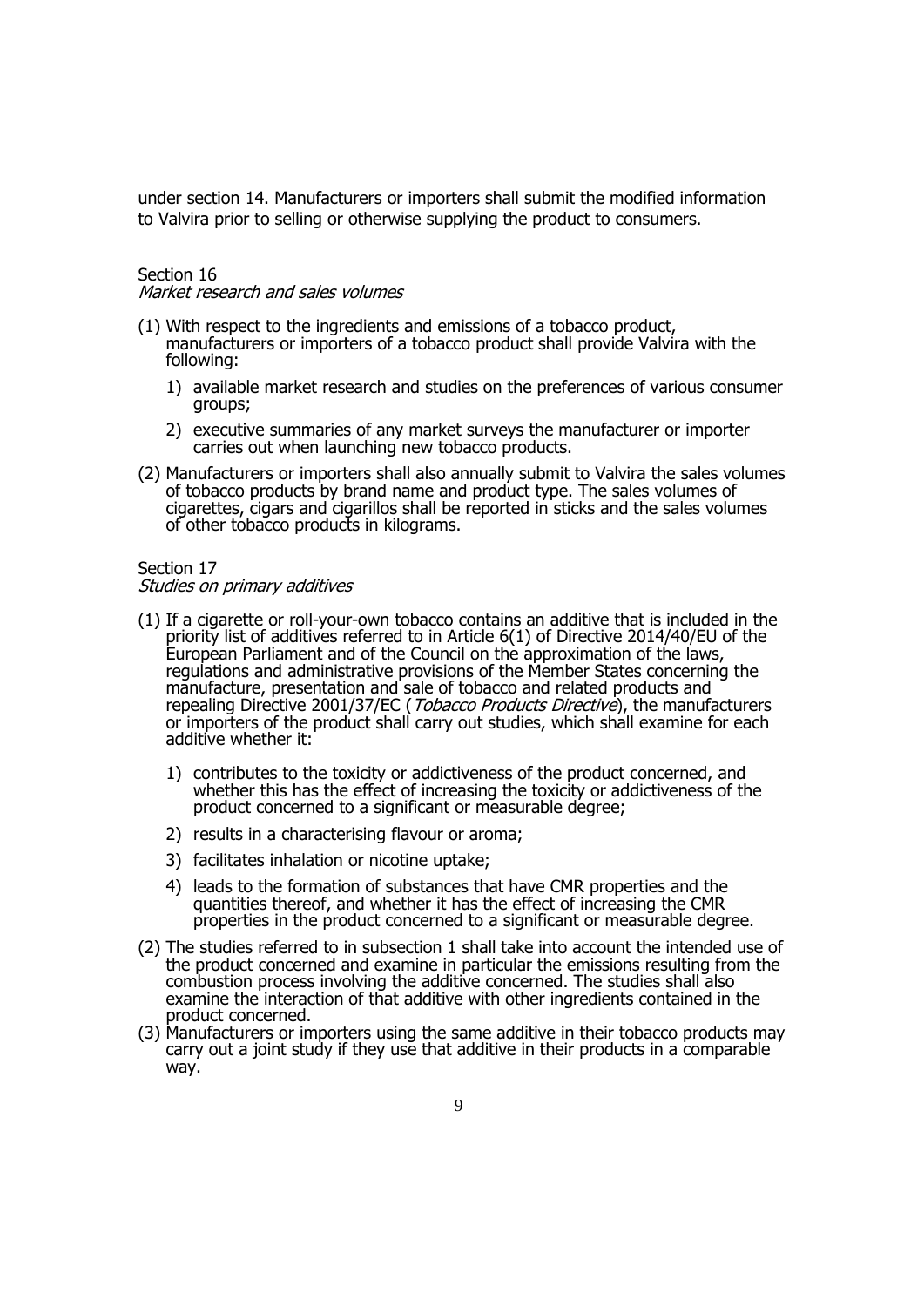under section 14. Manufacturers or importers shall submit the modified information to Valvira prior to selling or otherwise supplying the product to consumers.

Section 16
*Market research and sales volumes*

(1) With respect to the ingredients and emissions of a tobacco product, manufacturers or importers of a tobacco product shall provide Valvira with the following:

   1) available market research and studies on the preferences of various consumer groups;

   2) executive summaries of any market surveys the manufacturer or importer carries out when launching new tobacco products.

(2) Manufacturers or importers shall also annually submit to Valvira the sales volumes of tobacco products by brand name and product type. The sales volumes of cigarettes, cigars and cigarillos shall be reported in sticks and the sales volumes of other tobacco products in kilograms.

Section 17
*Studies on primary additives*

(1) If a cigarette or roll-your-own tobacco contains an additive that is included in the priority list of additives referred to in Article 6(1) of Directive 2014/40/EU of the European Parliament and of the Council on the approximation of the laws, regulations and administrative provisions of the Member States concerning the manufacture, presentation and sale of tobacco and related products and repealing Directive 2001/37/EC (*Tobacco Products Directive*), the manufacturers or importers of the product shall carry out studies, which shall examine for each additive whether it:

   1) contributes to the toxicity or addictiveness of the product concerned, and whether this has the effect of increasing the toxicity or addictiveness of the product concerned to a significant or measurable degree;

   2) results in a characterising flavour or aroma;

   3) facilitates inhalation or nicotine uptake;

   4) leads to the formation of substances that have CMR properties and the quantities thereof, and whether it has the effect of increasing the CMR properties in the product concerned to a significant or measurable degree.

(2) The studies referred to in subsection 1 shall take into account the intended use of the product concerned and examine in particular the emissions resulting from the combustion process involving the additive concerned. The studies shall also examine the interaction of that additive with other ingredients contained in the product concerned.

(3) Manufacturers or importers using the same additive in their tobacco products may carry out a joint study if they use that additive in their products in a comparable way.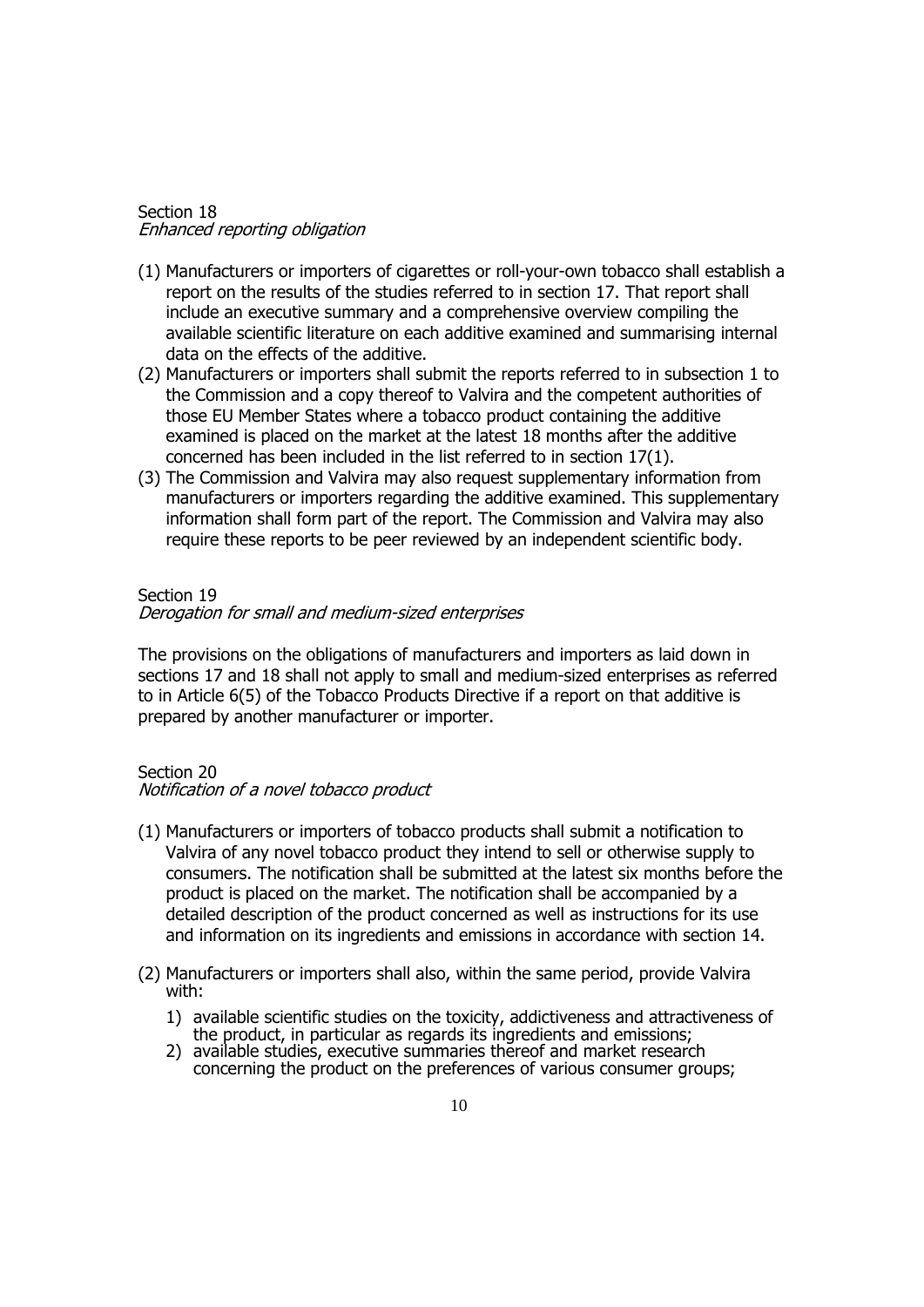Section 18
*Enhanced reporting obligation*

(1) Manufacturers or importers of cigarettes or roll-your-own tobacco shall establish a report on the results of the studies referred to in section 17. That report shall include an executive summary and a comprehensive overview compiling the available scientific literature on each additive examined and summarising internal data on the effects of the additive.
(2) Manufacturers or importers shall submit the reports referred to in subsection 1 to the Commission and a copy thereof to Valvira and the competent authorities of those EU Member States where a tobacco product containing the additive examined is placed on the market at the latest 18 months after the additive concerned has been included in the list referred to in section 17(1).
(3) The Commission and Valvira may also request supplementary information from manufacturers or importers regarding the additive examined. This supplementary information shall form part of the report. The Commission and Valvira may also require these reports to be peer reviewed by an independent scientific body.

Section 19
*Derogation for small and medium-sized enterprises*

The provisions on the obligations of manufacturers and importers as laid down in sections 17 and 18 shall not apply to small and medium-sized enterprises as referred to in Article 6(5) of the Tobacco Products Directive if a report on that additive is prepared by another manufacturer or importer.

Section 20
*Notification of a novel tobacco product*

(1) Manufacturers or importers of tobacco products shall submit a notification to Valvira of any novel tobacco product they intend to sell or otherwise supply to consumers. The notification shall be submitted at the latest six months before the product is placed on the market. The notification shall be accompanied by a detailed description of the product concerned as well as instructions for its use and information on its ingredients and emissions in accordance with section 14.

(2) Manufacturers or importers shall also, within the same period, provide Valvira with:

   1) available scientific studies on the toxicity, addictiveness and attractiveness of the product, in particular as regards its ingredients and emissions;
   2) available studies, executive summaries thereof and market research concerning the product on the preferences of various consumer groups;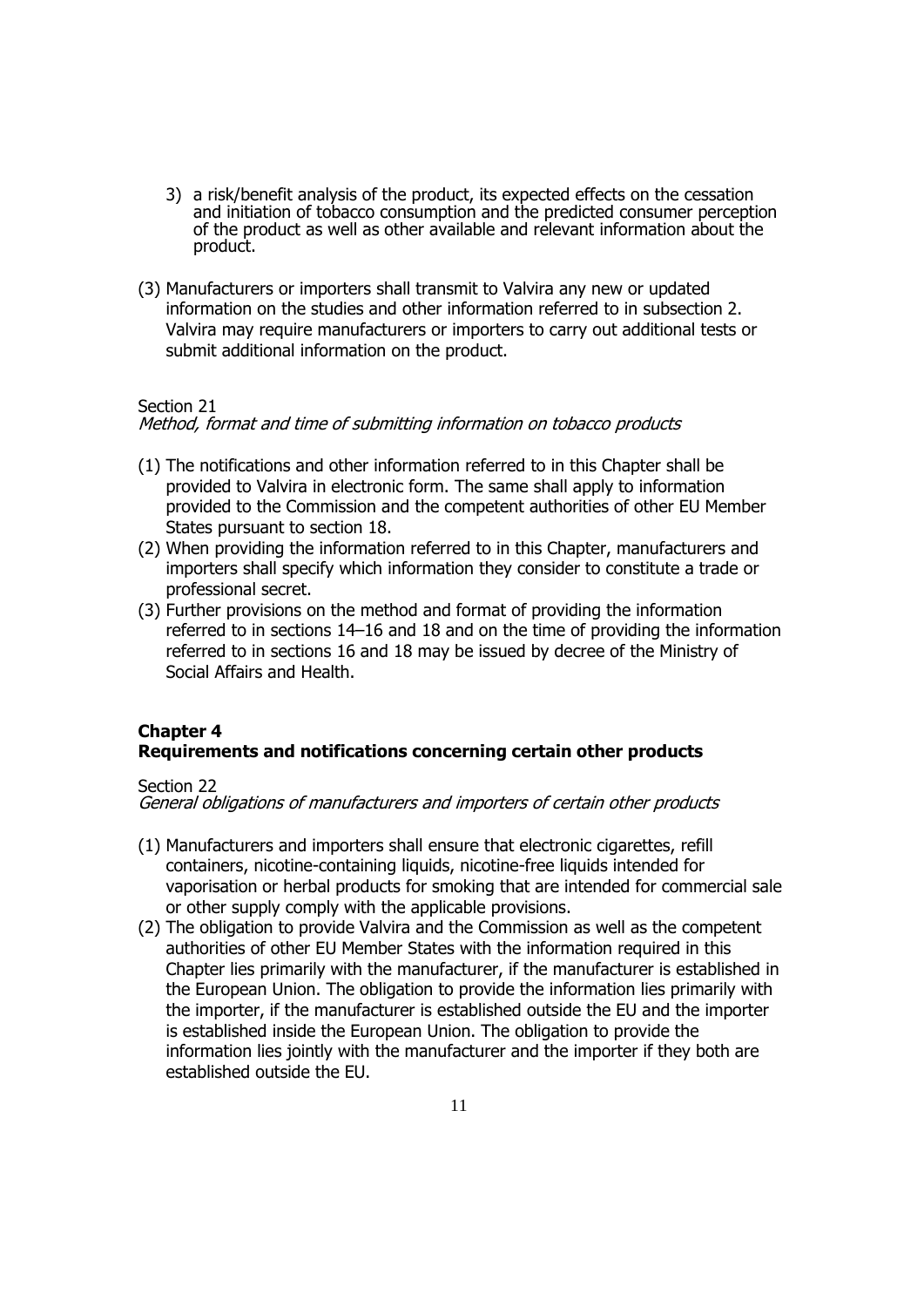3) a risk/benefit analysis of the product, its expected effects on the cessation and initiation of tobacco consumption and the predicted consumer perception of the product as well as other available and relevant information about the product.

(3) Manufacturers or importers shall transmit to Valvira any new or updated information on the studies and other information referred to in subsection 2. Valvira may require manufacturers or importers to carry out additional tests or submit additional information on the product.

Section 21
*Method, format and time of submitting information on tobacco products*

(1) The notifications and other information referred to in this Chapter shall be provided to Valvira in electronic form. The same shall apply to information provided to the Commission and the competent authorities of other EU Member States pursuant to section 18.
(2) When providing the information referred to in this Chapter, manufacturers and importers shall specify which information they consider to constitute a trade or professional secret.
(3) Further provisions on the method and format of providing the information referred to in sections 14–16 and 18 and on the time of providing the information referred to in sections 16 and 18 may be issued by decree of the Ministry of Social Affairs and Health.

## Chapter 4
## Requirements and notifications concerning certain other products

Section 22
*General obligations of manufacturers and importers of certain other products*

(1) Manufacturers and importers shall ensure that electronic cigarettes, refill containers, nicotine-containing liquids, nicotine-free liquids intended for vaporisation or herbal products for smoking that are intended for commercial sale or other supply comply with the applicable provisions.
(2) The obligation to provide Valvira and the Commission as well as the competent authorities of other EU Member States with the information required in this Chapter lies primarily with the manufacturer, if the manufacturer is established in the European Union. The obligation to provide the information lies primarily with the importer, if the manufacturer is established outside the EU and the importer is established inside the European Union. The obligation to provide the information lies jointly with the manufacturer and the importer if they both are established outside the EU.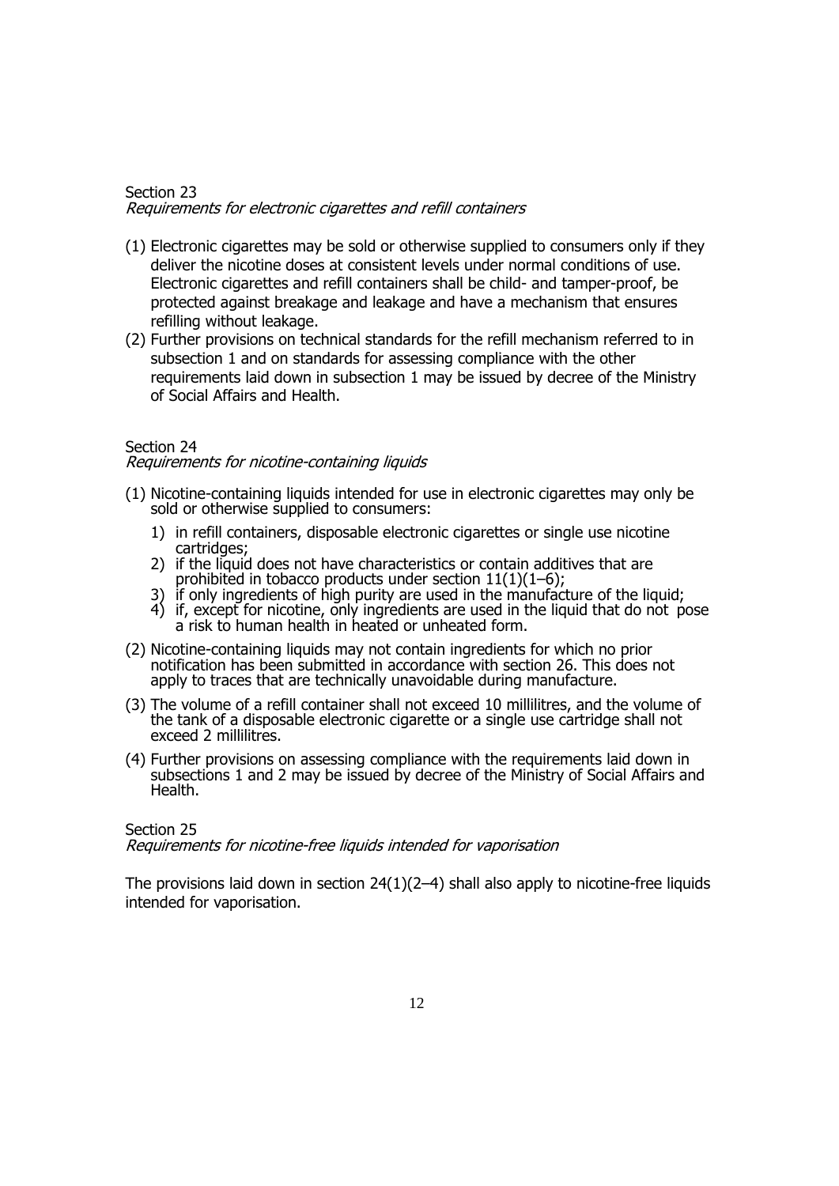## Section 23

*Requirements for electronic cigarettes and refill containers*

(1) Electronic cigarettes may be sold or otherwise supplied to consumers only if they deliver the nicotine doses at consistent levels under normal conditions of use. Electronic cigarettes and refill containers shall be child- and tamper-proof, be protected against breakage and leakage and have a mechanism that ensures refilling without leakage.

(2) Further provisions on technical standards for the refill mechanism referred to in subsection 1 and on standards for assessing compliance with the other requirements laid down in subsection 1 may be issued by decree of the Ministry of Social Affairs and Health.

## Section 24

*Requirements for nicotine-containing liquids*

(1) Nicotine-containing liquids intended for use in electronic cigarettes may only be sold or otherwise supplied to consumers:

   1) in refill containers, disposable electronic cigarettes or single use nicotine cartridges;
   2) if the liquid does not have characteristics or contain additives that are prohibited in tobacco products under section 11(1)(1–6);
   3) if only ingredients of high purity are used in the manufacture of the liquid;
   4) if, except for nicotine, only ingredients are used in the liquid that do not pose a risk to human health in heated or unheated form.

(2) Nicotine-containing liquids may not contain ingredients for which no prior notification has been submitted in accordance with section 26. This does not apply to traces that are technically unavoidable during manufacture.

(3) The volume of a refill container shall not exceed 10 millilitres, and the volume of the tank of a disposable electronic cigarette or a single use cartridge shall not exceed 2 millilitres.

(4) Further provisions on assessing compliance with the requirements laid down in subsections 1 and 2 may be issued by decree of the Ministry of Social Affairs and Health.

## Section 25

*Requirements for nicotine-free liquids intended for vaporisation*

The provisions laid down in section 24(1)(2–4) shall also apply to nicotine-free liquids intended for vaporisation.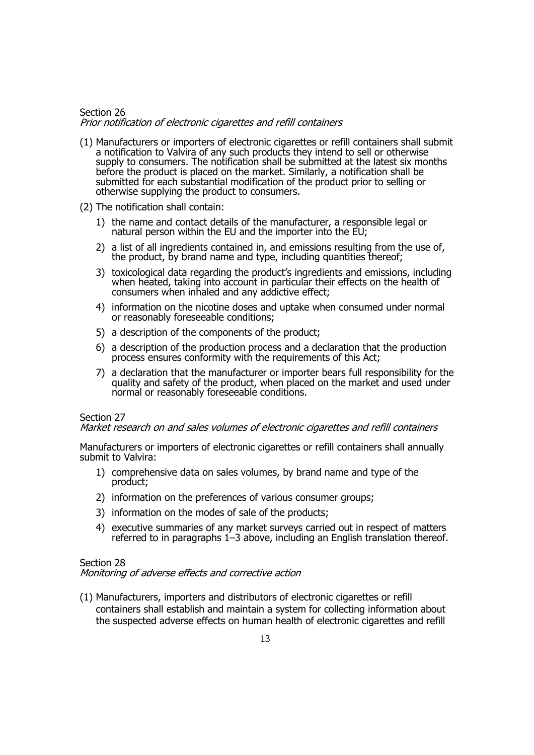Section 26
*Prior notification of electronic cigarettes and refill containers*

(1) Manufacturers or importers of electronic cigarettes or refill containers shall submit a notification to Valvira of any such products they intend to sell or otherwise supply to consumers. The notification shall be submitted at the latest six months before the product is placed on the market. Similarly, a notification shall be submitted for each substantial modification of the product prior to selling or otherwise supplying the product to consumers.

(2) The notification shall contain:

1) the name and contact details of the manufacturer, a responsible legal or natural person within the EU and the importer into the EU;

2) a list of all ingredients contained in, and emissions resulting from the use of, the product, by brand name and type, including quantities thereof;

3) toxicological data regarding the product's ingredients and emissions, including when heated, taking into account in particular their effects on the health of consumers when inhaled and any addictive effect;

4) information on the nicotine doses and uptake when consumed under normal or reasonably foreseeable conditions;

5) a description of the components of the product;

6) a description of the production process and a declaration that the production process ensures conformity with the requirements of this Act;

7) a declaration that the manufacturer or importer bears full responsibility for the quality and safety of the product, when placed on the market and used under normal or reasonably foreseeable conditions.

Section 27
*Market research on and sales volumes of electronic cigarettes and refill containers*

Manufacturers or importers of electronic cigarettes or refill containers shall annually submit to Valvira:

1) comprehensive data on sales volumes, by brand name and type of the product;

2) information on the preferences of various consumer groups;

3) information on the modes of sale of the products;

4) executive summaries of any market surveys carried out in respect of matters referred to in paragraphs 1–3 above, including an English translation thereof.

Section 28
*Monitoring of adverse effects and corrective action*

(1) Manufacturers, importers and distributors of electronic cigarettes or refill containers shall establish and maintain a system for collecting information about the suspected adverse effects on human health of electronic cigarettes and refill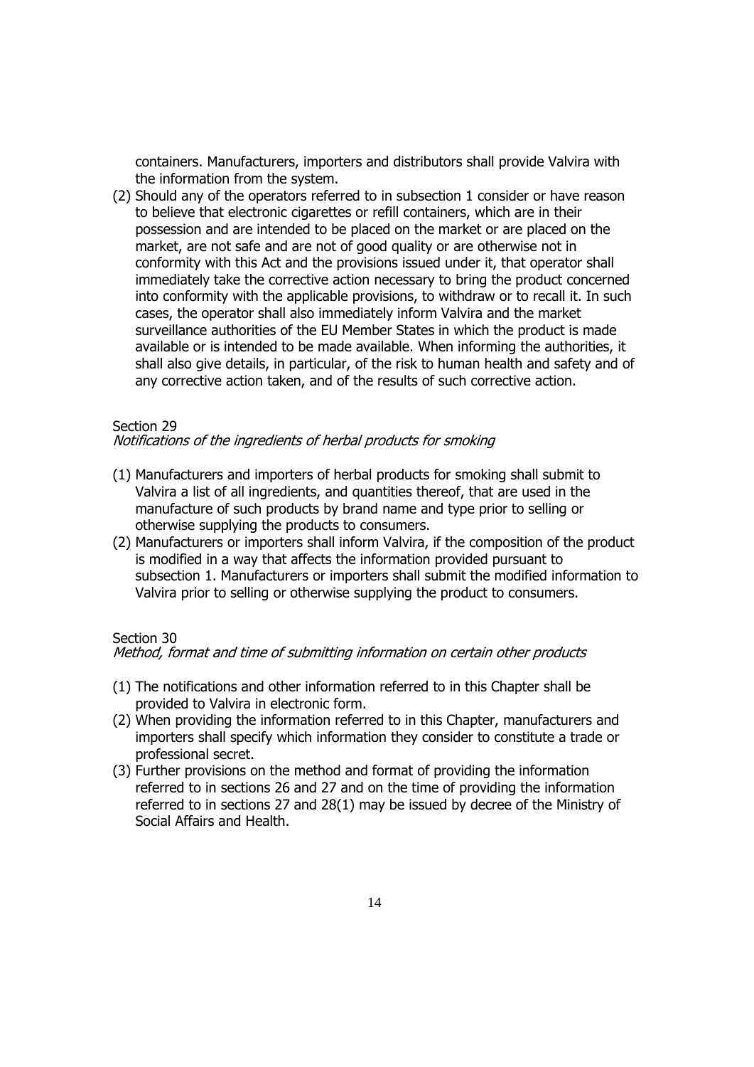containers. Manufacturers, importers and distributors shall provide Valvira with the information from the system.

(2) Should any of the operators referred to in subsection 1 consider or have reason to believe that electronic cigarettes or refill containers, which are in their possession and are intended to be placed on the market or are placed on the market, are not safe and are not of good quality or are otherwise not in conformity with this Act and the provisions issued under it, that operator shall immediately take the corrective action necessary to bring the product concerned into conformity with the applicable provisions, to withdraw or to recall it. In such cases, the operator shall also immediately inform Valvira and the market surveillance authorities of the EU Member States in which the product is made available or is intended to be made available. When informing the authorities, it shall also give details, in particular, of the risk to human health and safety and of any corrective action taken, and of the results of such corrective action.

Section 29
*Notifications of the ingredients of herbal products for smoking*

(1) Manufacturers and importers of herbal products for smoking shall submit to Valvira a list of all ingredients, and quantities thereof, that are used in the manufacture of such products by brand name and type prior to selling or otherwise supplying the products to consumers.

(2) Manufacturers or importers shall inform Valvira, if the composition of the product is modified in a way that affects the information provided pursuant to subsection 1. Manufacturers or importers shall submit the modified information to Valvira prior to selling or otherwise supplying the product to consumers.

Section 30
*Method, format and time of submitting information on certain other products*

(1) The notifications and other information referred to in this Chapter shall be provided to Valvira in electronic form.

(2) When providing the information referred to in this Chapter, manufacturers and importers shall specify which information they consider to constitute a trade or professional secret.

(3) Further provisions on the method and format of providing the information referred to in sections 26 and 27 and on the time of providing the information referred to in sections 27 and 28(1) may be issued by decree of the Ministry of Social Affairs and Health.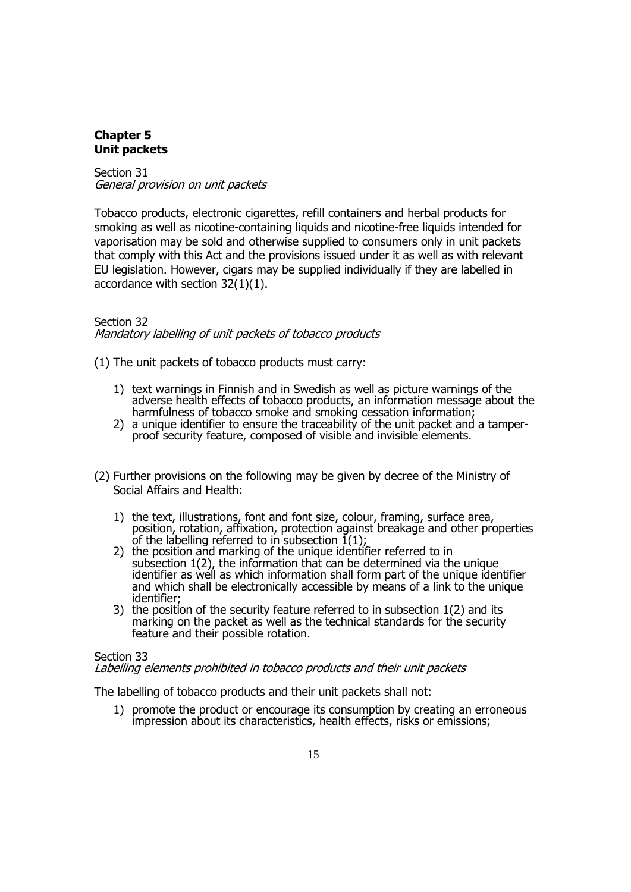## Chapter 5
## Unit packets

Section 31
*General provision on unit packets*

Tobacco products, electronic cigarettes, refill containers and herbal products for smoking as well as nicotine-containing liquids and nicotine-free liquids intended for vaporisation may be sold and otherwise supplied to consumers only in unit packets that comply with this Act and the provisions issued under it as well as with relevant EU legislation. However, cigars may be supplied individually if they are labelled in accordance with section 32(1)(1).

Section 32
*Mandatory labelling of unit packets of tobacco products*

(1) The unit packets of tobacco products must carry:

1) text warnings in Finnish and in Swedish as well as picture warnings of the adverse health effects of tobacco products, an information message about the harmfulness of tobacco smoke and smoking cessation information;
2) a unique identifier to ensure the traceability of the unit packet and a tamper-proof security feature, composed of visible and invisible elements.

(2) Further provisions on the following may be given by decree of the Ministry of Social Affairs and Health:

1) the text, illustrations, font and font size, colour, framing, surface area, position, rotation, affixation, protection against breakage and other properties of the labelling referred to in subsection 1(1);
2) the position and marking of the unique identifier referred to in subsection 1(2), the information that can be determined via the unique identifier as well as which information shall form part of the unique identifier and which shall be electronically accessible by means of a link to the unique identifier;
3) the position of the security feature referred to in subsection 1(2) and its marking on the packet as well as the technical standards for the security feature and their possible rotation.

Section 33
*Labelling elements prohibited in tobacco products and their unit packets*

The labelling of tobacco products and their unit packets shall not:

1) promote the product or encourage its consumption by creating an erroneous impression about its characteristics, health effects, risks or emissions;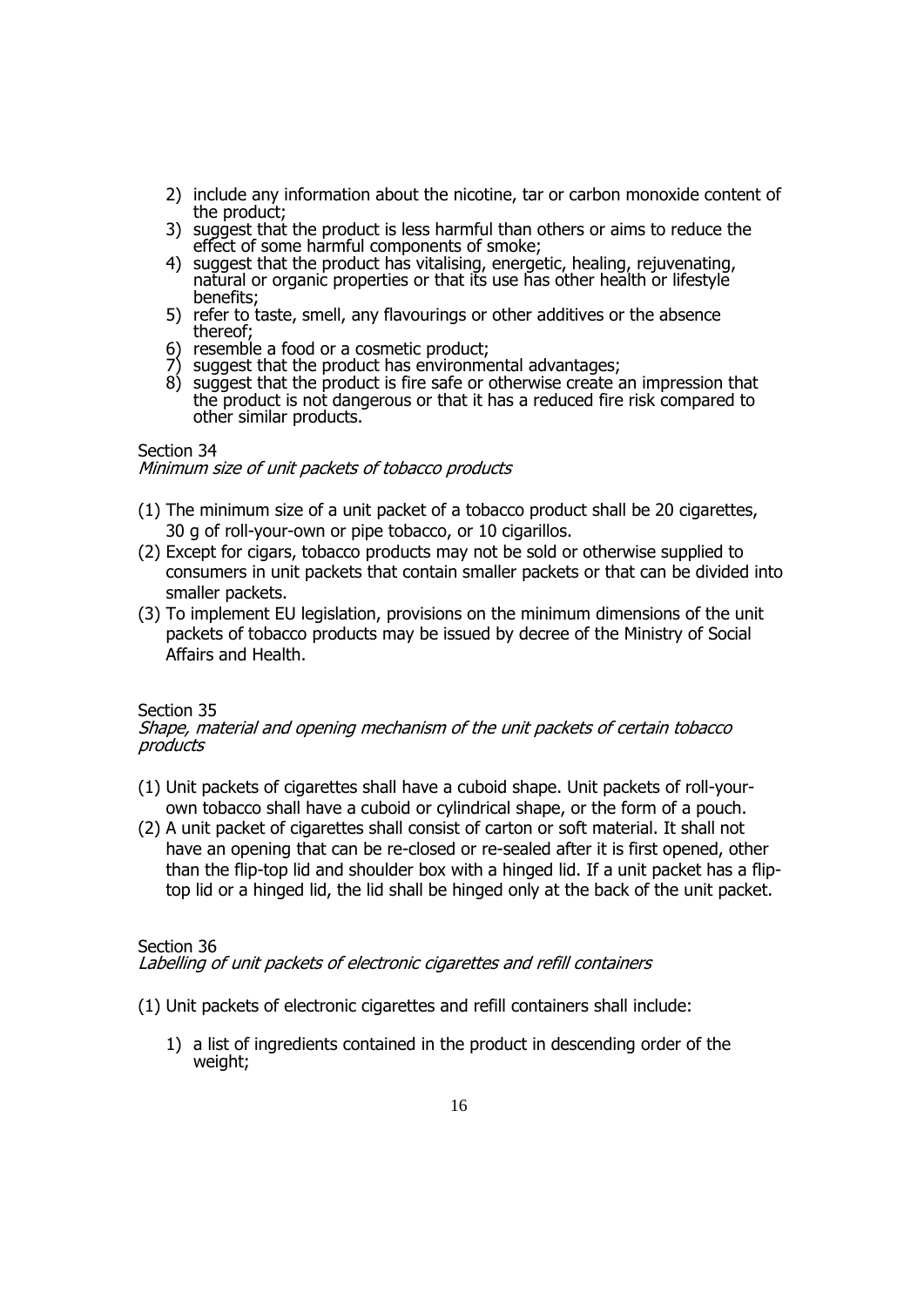2) include any information about the nicotine, tar or carbon monoxide content of the product;
3) suggest that the product is less harmful than others or aims to reduce the effect of some harmful components of smoke;
4) suggest that the product has vitalising, energetic, healing, rejuvenating, natural or organic properties or that its use has other health or lifestyle benefits;
5) refer to taste, smell, any flavourings or other additives or the absence thereof;
6) resemble a food or a cosmetic product;
7) suggest that the product has environmental advantages;
8) suggest that the product is fire safe or otherwise create an impression that the product is not dangerous or that it has a reduced fire risk compared to other similar products.

Section 34
*Minimum size of unit packets of tobacco products*

(1) The minimum size of a unit packet of a tobacco product shall be 20 cigarettes, 30 g of roll-your-own or pipe tobacco, or 10 cigarillos.
(2) Except for cigars, tobacco products may not be sold or otherwise supplied to consumers in unit packets that contain smaller packets or that can be divided into smaller packets.
(3) To implement EU legislation, provisions on the minimum dimensions of the unit packets of tobacco products may be issued by decree of the Ministry of Social Affairs and Health.

Section 35
*Shape, material and opening mechanism of the unit packets of certain tobacco products*

(1) Unit packets of cigarettes shall have a cuboid shape. Unit packets of roll-your-own tobacco shall have a cuboid or cylindrical shape, or the form of a pouch.
(2) A unit packet of cigarettes shall consist of carton or soft material. It shall not have an opening that can be re-closed or re-sealed after it is first opened, other than the flip-top lid and shoulder box with a hinged lid. If a unit packet has a flip-top lid or a hinged lid, the lid shall be hinged only at the back of the unit packet.

Section 36
*Labelling of unit packets of electronic cigarettes and refill containers*

(1) Unit packets of electronic cigarettes and refill containers shall include:

1) a list of ingredients contained in the product in descending order of the weight;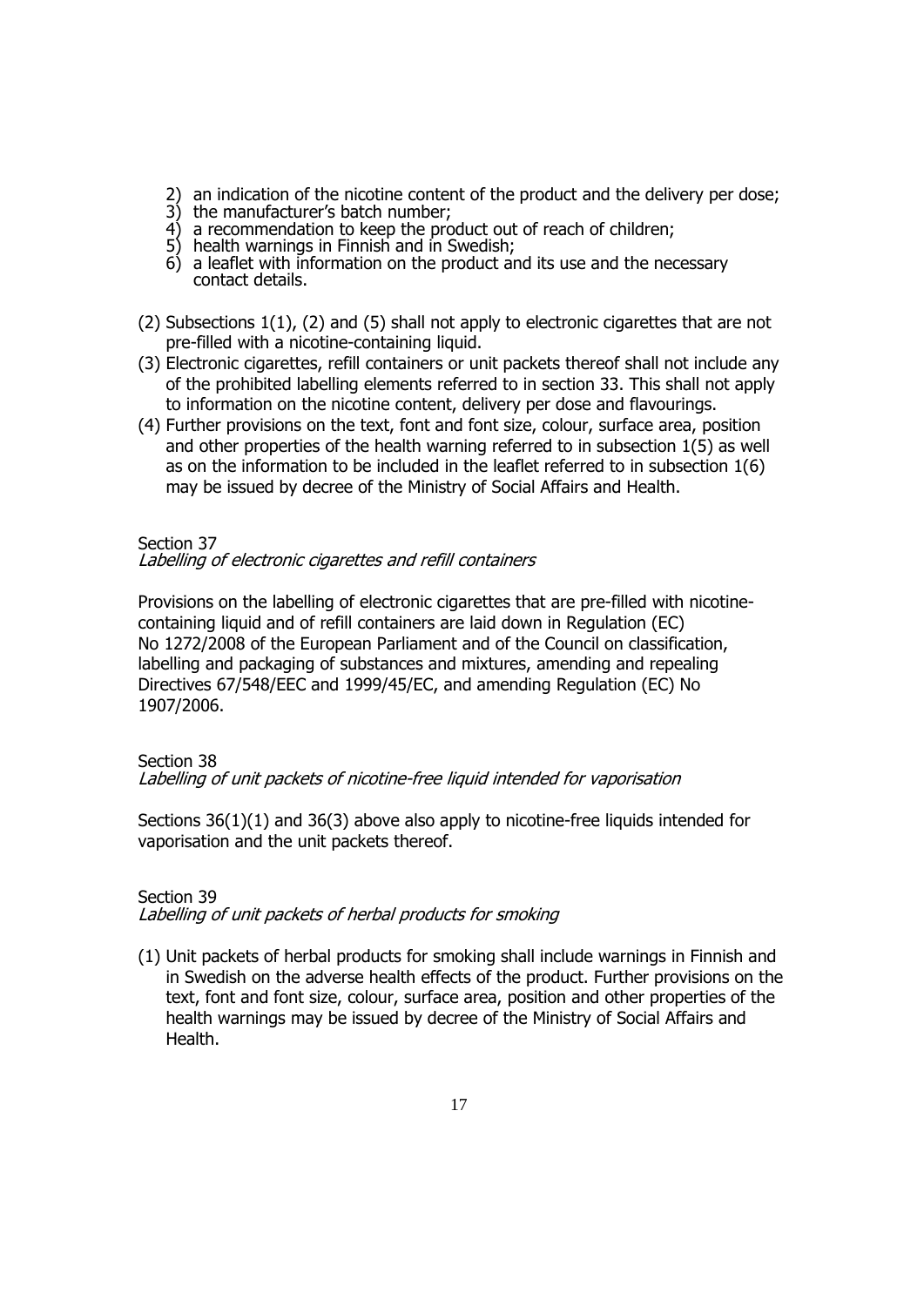2) an indication of the nicotine content of the product and the delivery per dose;
3) the manufacturer's batch number;
4) a recommendation to keep the product out of reach of children;
5) health warnings in Finnish and in Swedish;
6) a leaflet with information on the product and its use and the necessary contact details.

(2) Subsections 1(1), (2) and (5) shall not apply to electronic cigarettes that are not pre-filled with a nicotine-containing liquid.

(3) Electronic cigarettes, refill containers or unit packets thereof shall not include any of the prohibited labelling elements referred to in section 33. This shall not apply to information on the nicotine content, delivery per dose and flavourings.

(4) Further provisions on the text, font and font size, colour, surface area, position and other properties of the health warning referred to in subsection 1(5) as well as on the information to be included in the leaflet referred to in subsection 1(6) may be issued by decree of the Ministry of Social Affairs and Health.

Section 37
*Labelling of electronic cigarettes and refill containers*

Provisions on the labelling of electronic cigarettes that are pre-filled with nicotine-containing liquid and of refill containers are laid down in Regulation (EC) No 1272/2008 of the European Parliament and of the Council on classification, labelling and packaging of substances and mixtures, amending and repealing Directives 67/548/EEC and 1999/45/EC, and amending Regulation (EC) No 1907/2006.

Section 38
*Labelling of unit packets of nicotine-free liquid intended for vaporisation*

Sections 36(1)(1) and 36(3) above also apply to nicotine-free liquids intended for vaporisation and the unit packets thereof.

Section 39
*Labelling of unit packets of herbal products for smoking*

(1) Unit packets of herbal products for smoking shall include warnings in Finnish and in Swedish on the adverse health effects of the product. Further provisions on the text, font and font size, colour, surface area, position and other properties of the health warnings may be issued by decree of the Ministry of Social Affairs and Health.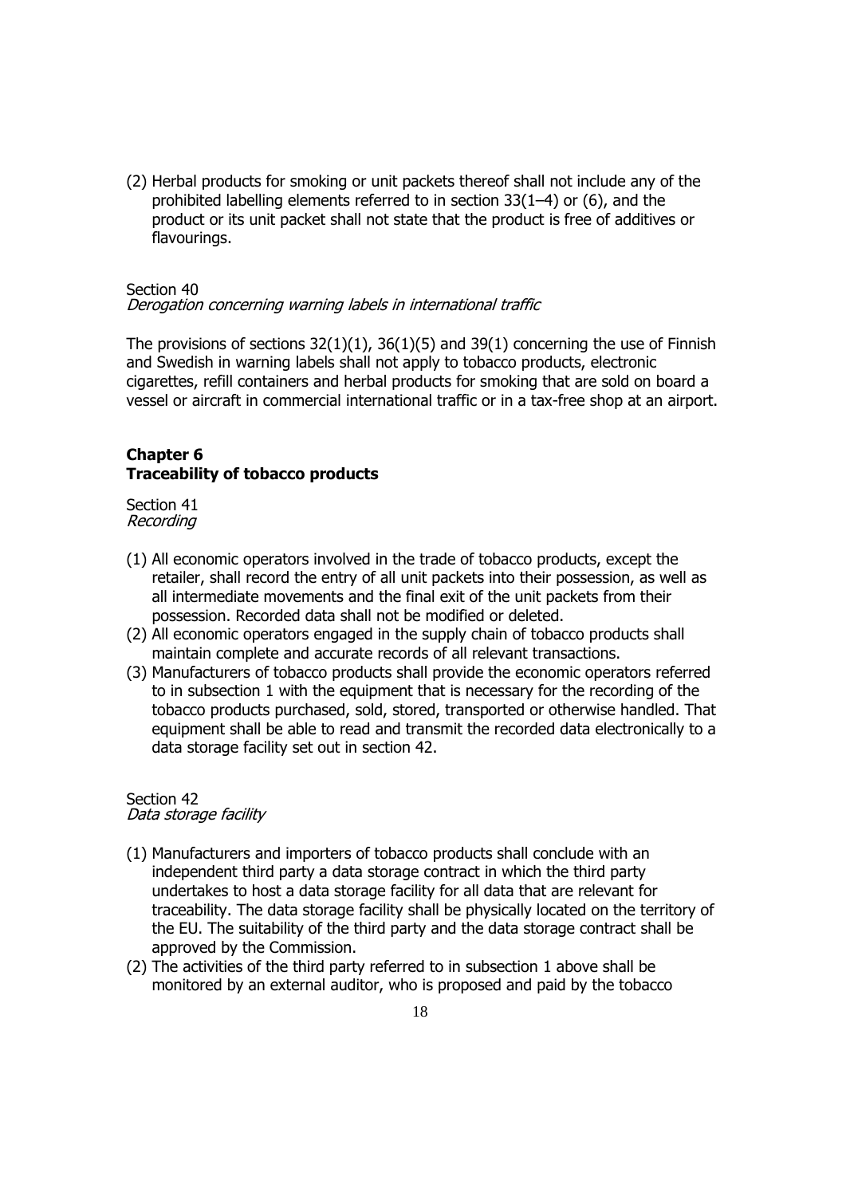(2) Herbal products for smoking or unit packets thereof shall not include any of the prohibited labelling elements referred to in section 33(1–4) or (6), and the product or its unit packet shall not state that the product is free of additives or flavourings.

Section 40
*Derogation concerning warning labels in international traffic*

The provisions of sections 32(1)(1), 36(1)(5) and 39(1) concerning the use of Finnish and Swedish in warning labels shall not apply to tobacco products, electronic cigarettes, refill containers and herbal products for smoking that are sold on board a vessel or aircraft in commercial international traffic or in a tax-free shop at an airport.

## Chapter 6
## Traceability of tobacco products

Section 41
*Recording*

(1) All economic operators involved in the trade of tobacco products, except the retailer, shall record the entry of all unit packets into their possession, as well as all intermediate movements and the final exit of the unit packets from their possession. Recorded data shall not be modified or deleted.
(2) All economic operators engaged in the supply chain of tobacco products shall maintain complete and accurate records of all relevant transactions.
(3) Manufacturers of tobacco products shall provide the economic operators referred to in subsection 1 with the equipment that is necessary for the recording of the tobacco products purchased, sold, stored, transported or otherwise handled. That equipment shall be able to read and transmit the recorded data electronically to a data storage facility set out in section 42.

Section 42
*Data storage facility*

(1) Manufacturers and importers of tobacco products shall conclude with an independent third party a data storage contract in which the third party undertakes to host a data storage facility for all data that are relevant for traceability. The data storage facility shall be physically located on the territory of the EU. The suitability of the third party and the data storage contract shall be approved by the Commission.
(2) The activities of the third party referred to in subsection 1 above shall be monitored by an external auditor, who is proposed and paid by the tobacco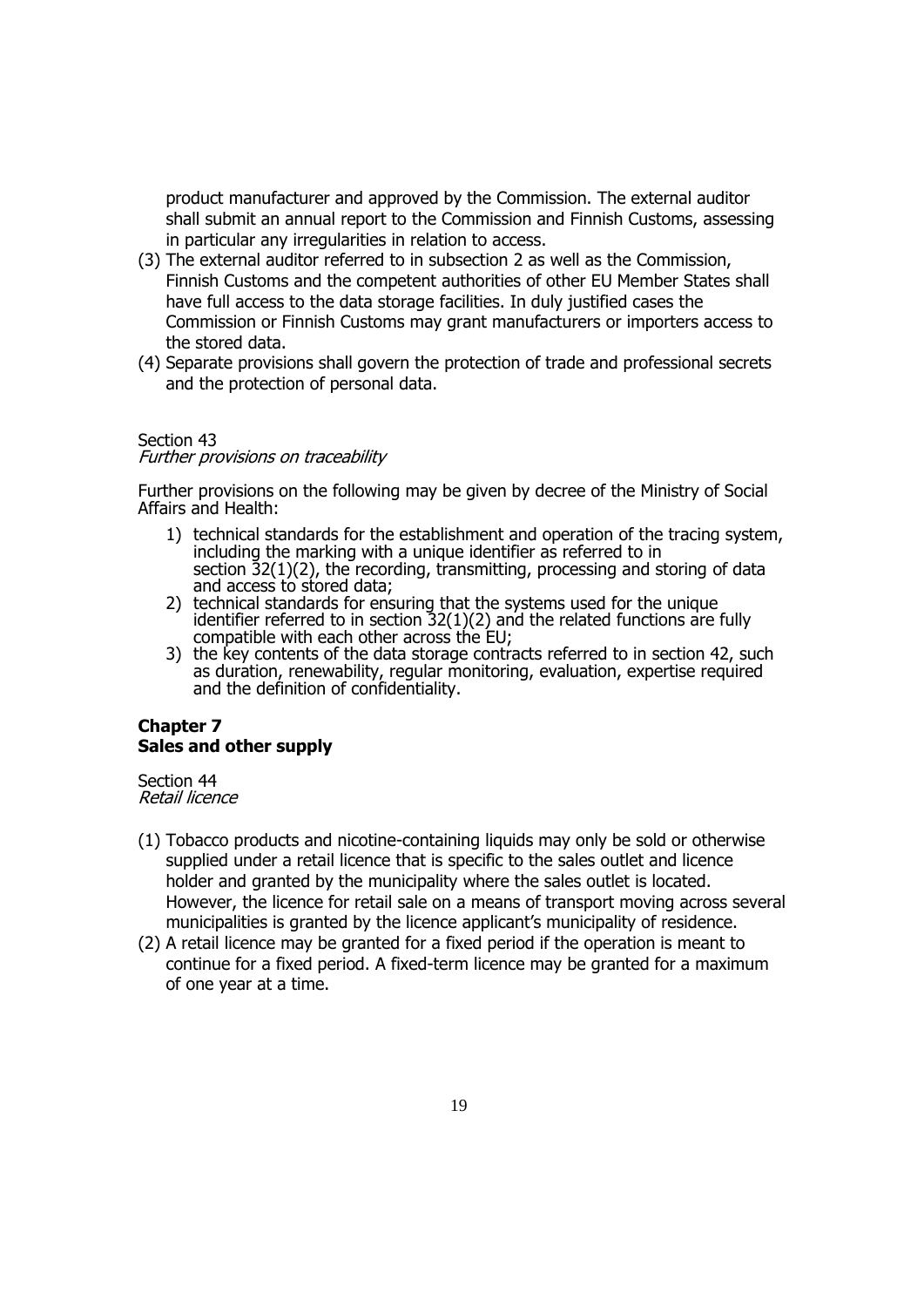product manufacturer and approved by the Commission. The external auditor shall submit an annual report to the Commission and Finnish Customs, assessing in particular any irregularities in relation to access.

(3) The external auditor referred to in subsection 2 as well as the Commission, Finnish Customs and the competent authorities of other EU Member States shall have full access to the data storage facilities. In duly justified cases the Commission or Finnish Customs may grant manufacturers or importers access to the stored data.

(4) Separate provisions shall govern the protection of trade and professional secrets and the protection of personal data.

Section 43
*Further provisions on traceability*

Further provisions on the following may be given by decree of the Ministry of Social Affairs and Health:

1) technical standards for the establishment and operation of the tracing system, including the marking with a unique identifier as referred to in section 32(1)(2), the recording, transmitting, processing and storing of data and access to stored data;
2) technical standards for ensuring that the systems used for the unique identifier referred to in section 32(1)(2) and the related functions are fully compatible with each other across the EU;
3) the key contents of the data storage contracts referred to in section 42, such as duration, renewability, regular monitoring, evaluation, expertise required and the definition of confidentiality.

## Chapter 7
## Sales and other supply

Section 44
*Retail licence*

(1) Tobacco products and nicotine-containing liquids may only be sold or otherwise supplied under a retail licence that is specific to the sales outlet and licence holder and granted by the municipality where the sales outlet is located. However, the licence for retail sale on a means of transport moving across several municipalities is granted by the licence applicant's municipality of residence.

(2) A retail licence may be granted for a fixed period if the operation is meant to continue for a fixed period. A fixed-term licence may be granted for a maximum of one year at a time.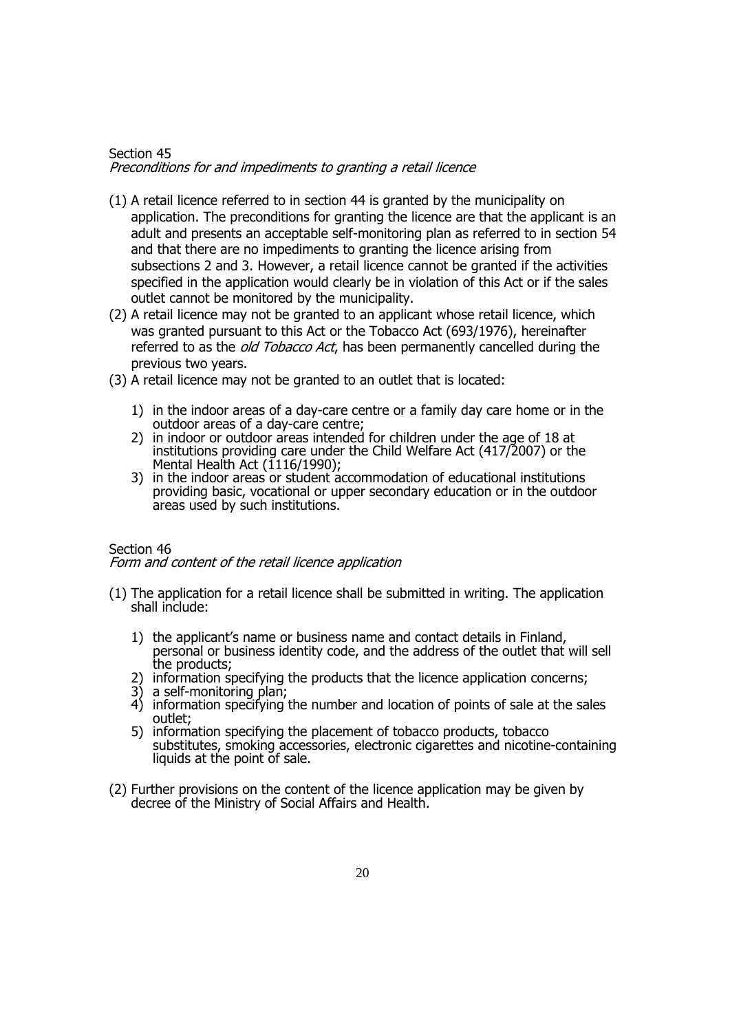Section 45

*Preconditions for and impediments to granting a retail licence*

(1) A retail licence referred to in section 44 is granted by the municipality on application. The preconditions for granting the licence are that the applicant is an adult and presents an acceptable self-monitoring plan as referred to in section 54 and that there are no impediments to granting the licence arising from subsections 2 and 3. However, a retail licence cannot be granted if the activities specified in the application would clearly be in violation of this Act or if the sales outlet cannot be monitored by the municipality.

(2) A retail licence may not be granted to an applicant whose retail licence, which was granted pursuant to this Act or the Tobacco Act (693/1976), hereinafter referred to as the *old Tobacco Act*, has been permanently cancelled during the previous two years.

(3) A retail licence may not be granted to an outlet that is located:

1) in the indoor areas of a day-care centre or a family day care home or in the outdoor areas of a day-care centre;
2) in indoor or outdoor areas intended for children under the age of 18 at institutions providing care under the Child Welfare Act (417/2007) or the Mental Health Act (1116/1990);
3) in the indoor areas or student accommodation of educational institutions providing basic, vocational or upper secondary education or in the outdoor areas used by such institutions.

Section 46

*Form and content of the retail licence application*

(1) The application for a retail licence shall be submitted in writing. The application shall include:

1) the applicant's name or business name and contact details in Finland, personal or business identity code, and the address of the outlet that will sell the products;
2) information specifying the products that the licence application concerns;
3) a self-monitoring plan;
4) information specifying the number and location of points of sale at the sales outlet;
5) information specifying the placement of tobacco products, tobacco substitutes, smoking accessories, electronic cigarettes and nicotine-containing liquids at the point of sale.

(2) Further provisions on the content of the licence application may be given by decree of the Ministry of Social Affairs and Health.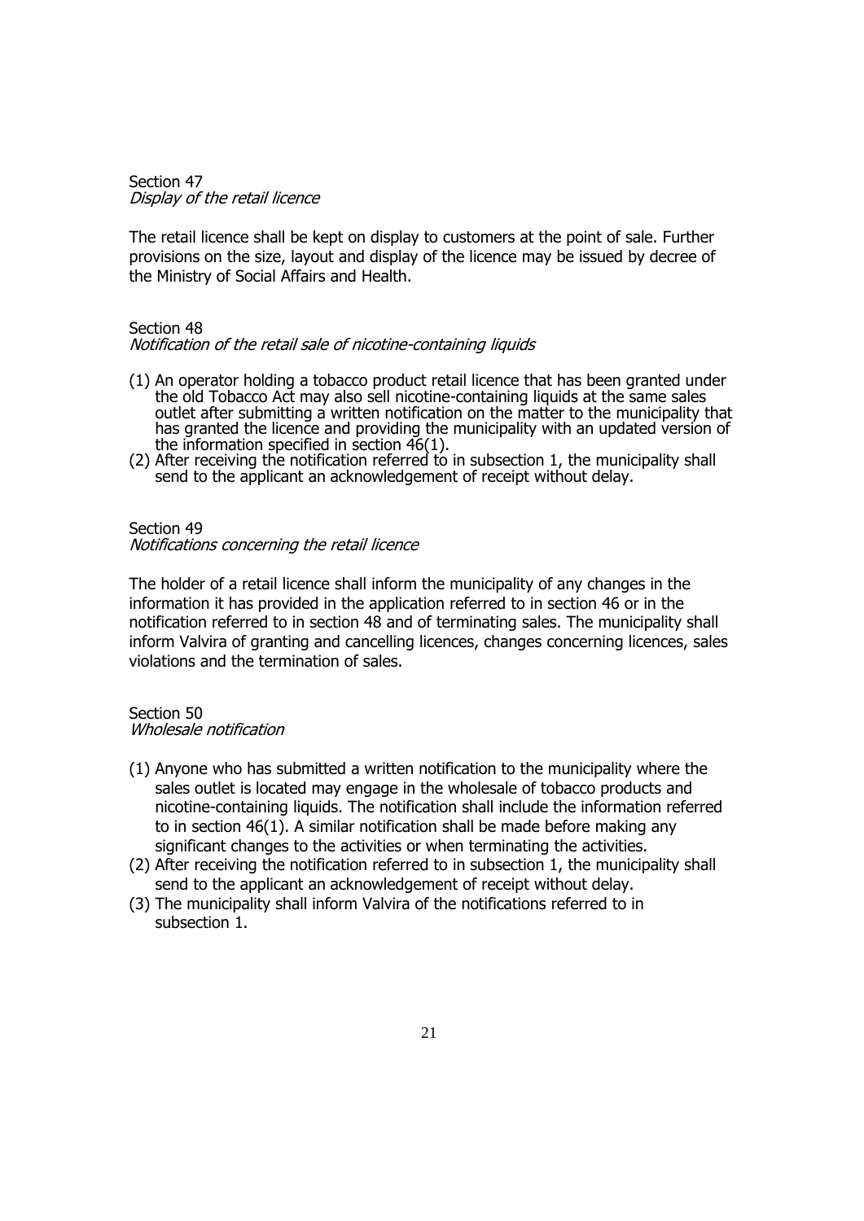Section 47
*Display of the retail licence*

The retail licence shall be kept on display to customers at the point of sale. Further provisions on the size, layout and display of the licence may be issued by decree of the Ministry of Social Affairs and Health.

Section 48
*Notification of the retail sale of nicotine-containing liquids*

(1) An operator holding a tobacco product retail licence that has been granted under the old Tobacco Act may also sell nicotine-containing liquids at the same sales outlet after submitting a written notification on the matter to the municipality that has granted the licence and providing the municipality with an updated version of the information specified in section 46(1).
(2) After receiving the notification referred to in subsection 1, the municipality shall send to the applicant an acknowledgement of receipt without delay.

Section 49
*Notifications concerning the retail licence*

The holder of a retail licence shall inform the municipality of any changes in the information it has provided in the application referred to in section 46 or in the notification referred to in section 48 and of terminating sales. The municipality shall inform Valvira of granting and cancelling licences, changes concerning licences, sales violations and the termination of sales.

Section 50
*Wholesale notification*

(1) Anyone who has submitted a written notification to the municipality where the sales outlet is located may engage in the wholesale of tobacco products and nicotine-containing liquids. The notification shall include the information referred to in section 46(1). A similar notification shall be made before making any significant changes to the activities or when terminating the activities.
(2) After receiving the notification referred to in subsection 1, the municipality shall send to the applicant an acknowledgement of receipt without delay.
(3) The municipality shall inform Valvira of the notifications referred to in subsection 1.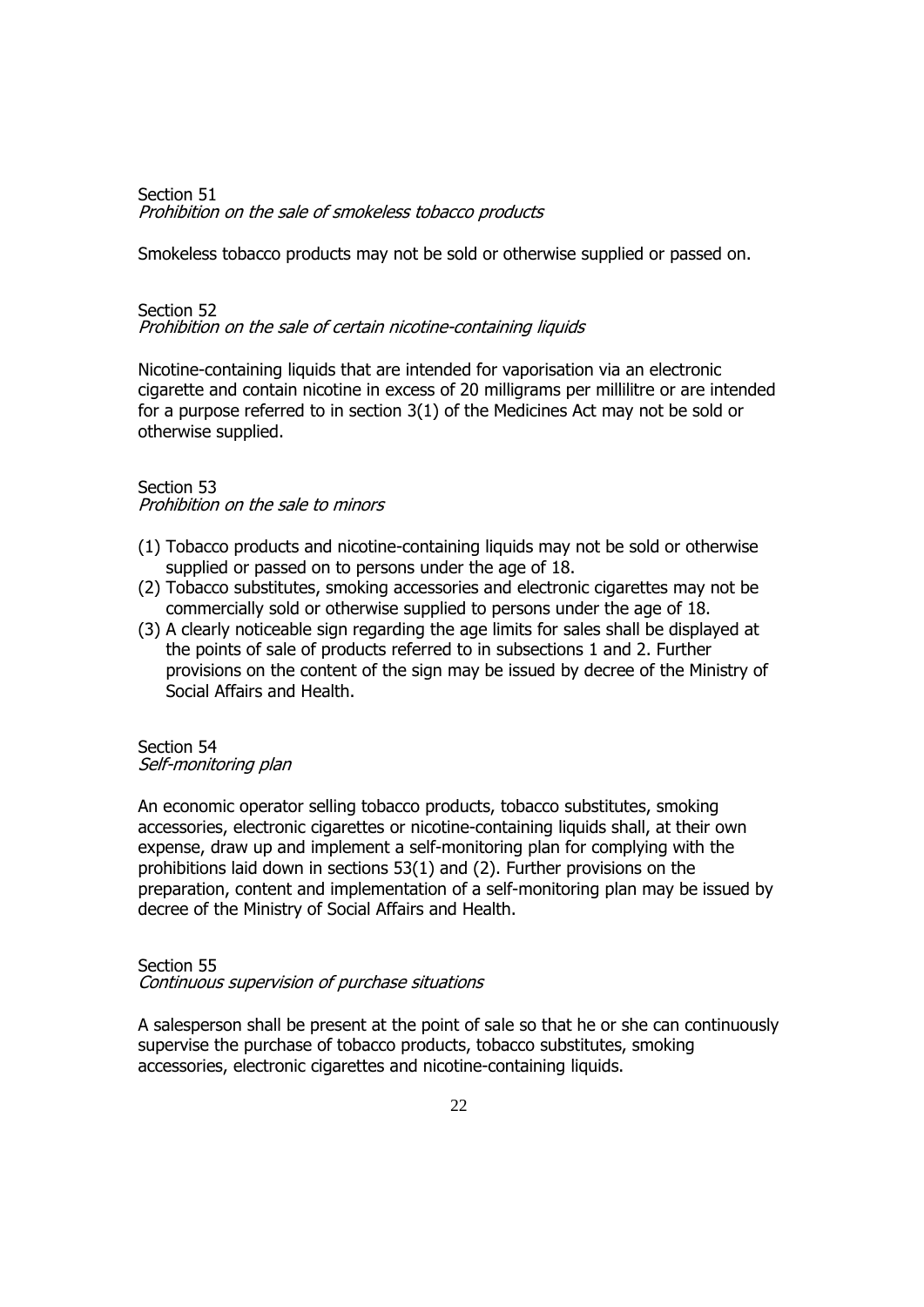Section 51
*Prohibition on the sale of smokeless tobacco products*

Smokeless tobacco products may not be sold or otherwise supplied or passed on.

Section 52
*Prohibition on the sale of certain nicotine-containing liquids*

Nicotine-containing liquids that are intended for vaporisation via an electronic cigarette and contain nicotine in excess of 20 milligrams per millilitre or are intended for a purpose referred to in section 3(1) of the Medicines Act may not be sold or otherwise supplied.

Section 53
*Prohibition on the sale to minors*

(1) Tobacco products and nicotine-containing liquids may not be sold or otherwise supplied or passed on to persons under the age of 18.
(2) Tobacco substitutes, smoking accessories and electronic cigarettes may not be commercially sold or otherwise supplied to persons under the age of 18.
(3) A clearly noticeable sign regarding the age limits for sales shall be displayed at the points of sale of products referred to in subsections 1 and 2. Further provisions on the content of the sign may be issued by decree of the Ministry of Social Affairs and Health.

Section 54
*Self-monitoring plan*

An economic operator selling tobacco products, tobacco substitutes, smoking accessories, electronic cigarettes or nicotine-containing liquids shall, at their own expense, draw up and implement a self-monitoring plan for complying with the prohibitions laid down in sections 53(1) and (2). Further provisions on the preparation, content and implementation of a self-monitoring plan may be issued by decree of the Ministry of Social Affairs and Health.

Section 55
*Continuous supervision of purchase situations*

A salesperson shall be present at the point of sale so that he or she can continuously supervise the purchase of tobacco products, tobacco substitutes, smoking accessories, electronic cigarettes and nicotine-containing liquids.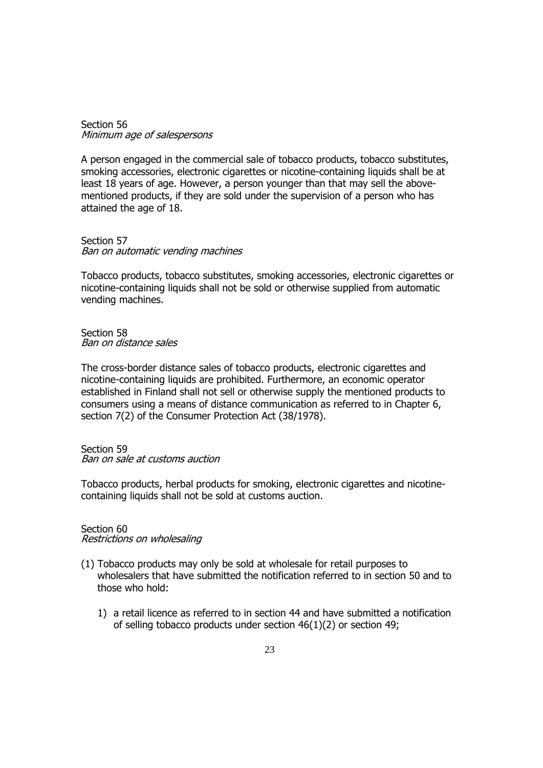Section 56
*Minimum age of salespersons*

A person engaged in the commercial sale of tobacco products, tobacco substitutes, smoking accessories, electronic cigarettes or nicotine-containing liquids shall be at least 18 years of age. However, a person younger than that may sell the above-mentioned products, if they are sold under the supervision of a person who has attained the age of 18.

Section 57
*Ban on automatic vending machines*

Tobacco products, tobacco substitutes, smoking accessories, electronic cigarettes or nicotine-containing liquids shall not be sold or otherwise supplied from automatic vending machines.

Section 58
*Ban on distance sales*

The cross-border distance sales of tobacco products, electronic cigarettes and nicotine-containing liquids are prohibited. Furthermore, an economic operator established in Finland shall not sell or otherwise supply the mentioned products to consumers using a means of distance communication as referred to in Chapter 6, section 7(2) of the Consumer Protection Act (38/1978).

Section 59
*Ban on sale at customs auction*

Tobacco products, herbal products for smoking, electronic cigarettes and nicotine-containing liquids shall not be sold at customs auction.

Section 60
*Restrictions on wholesaling*

(1) Tobacco products may only be sold at wholesale for retail purposes to wholesalers that have submitted the notification referred to in section 50 and to those who hold:

   1) a retail licence as referred to in section 44 and have submitted a notification of selling tobacco products under section 46(1)(2) or section 49;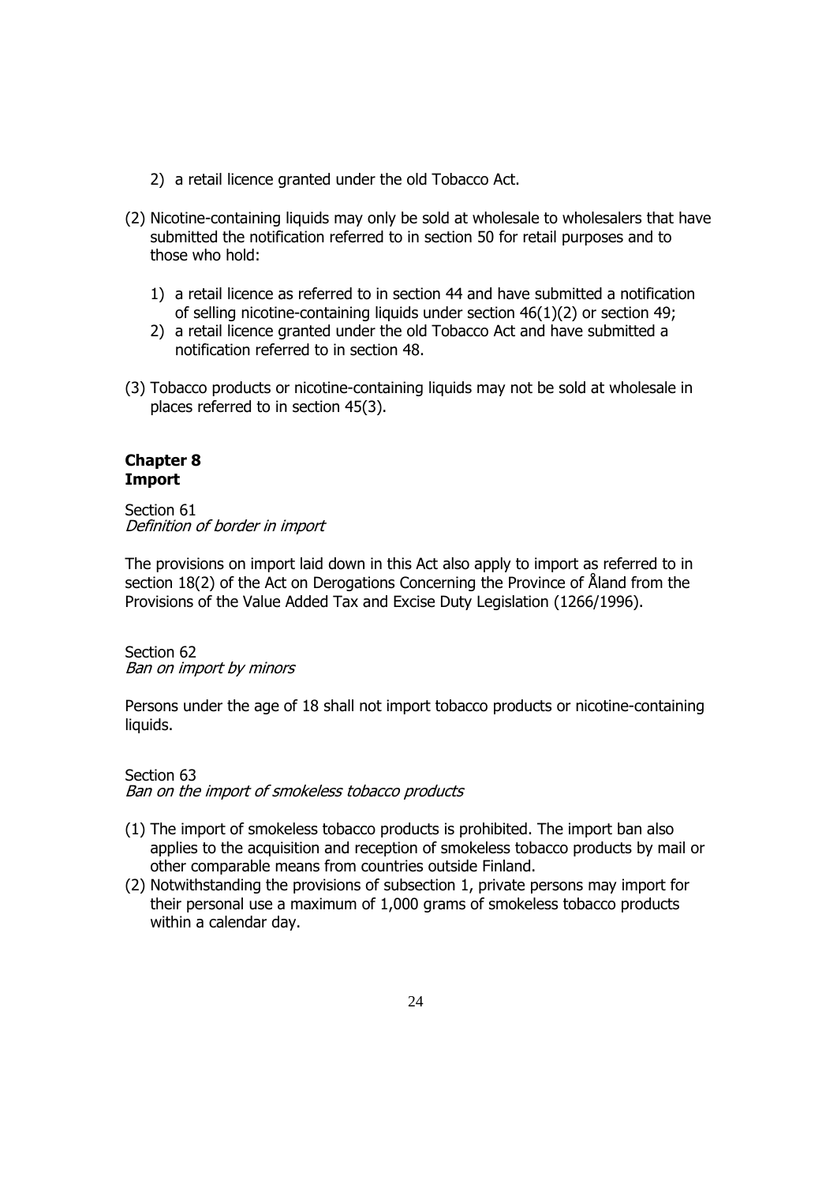2) a retail licence granted under the old Tobacco Act.

(2) Nicotine-containing liquids may only be sold at wholesale to wholesalers that have submitted the notification referred to in section 50 for retail purposes and to those who hold:

   1) a retail licence as referred to in section 44 and have submitted a notification of selling nicotine-containing liquids under section 46(1)(2) or section 49;
   2) a retail licence granted under the old Tobacco Act and have submitted a notification referred to in section 48.

(3) Tobacco products or nicotine-containing liquids may not be sold at wholesale in places referred to in section 45(3).

## Chapter 8
## Import

Section 61
*Definition of border in import*

The provisions on import laid down in this Act also apply to import as referred to in section 18(2) of the Act on Derogations Concerning the Province of Åland from the Provisions of the Value Added Tax and Excise Duty Legislation (1266/1996).

Section 62
*Ban on import by minors*

Persons under the age of 18 shall not import tobacco products or nicotine-containing liquids.

Section 63
*Ban on the import of smokeless tobacco products*

(1) The import of smokeless tobacco products is prohibited. The import ban also applies to the acquisition and reception of smokeless tobacco products by mail or other comparable means from countries outside Finland.
(2) Notwithstanding the provisions of subsection 1, private persons may import for their personal use a maximum of 1,000 grams of smokeless tobacco products within a calendar day.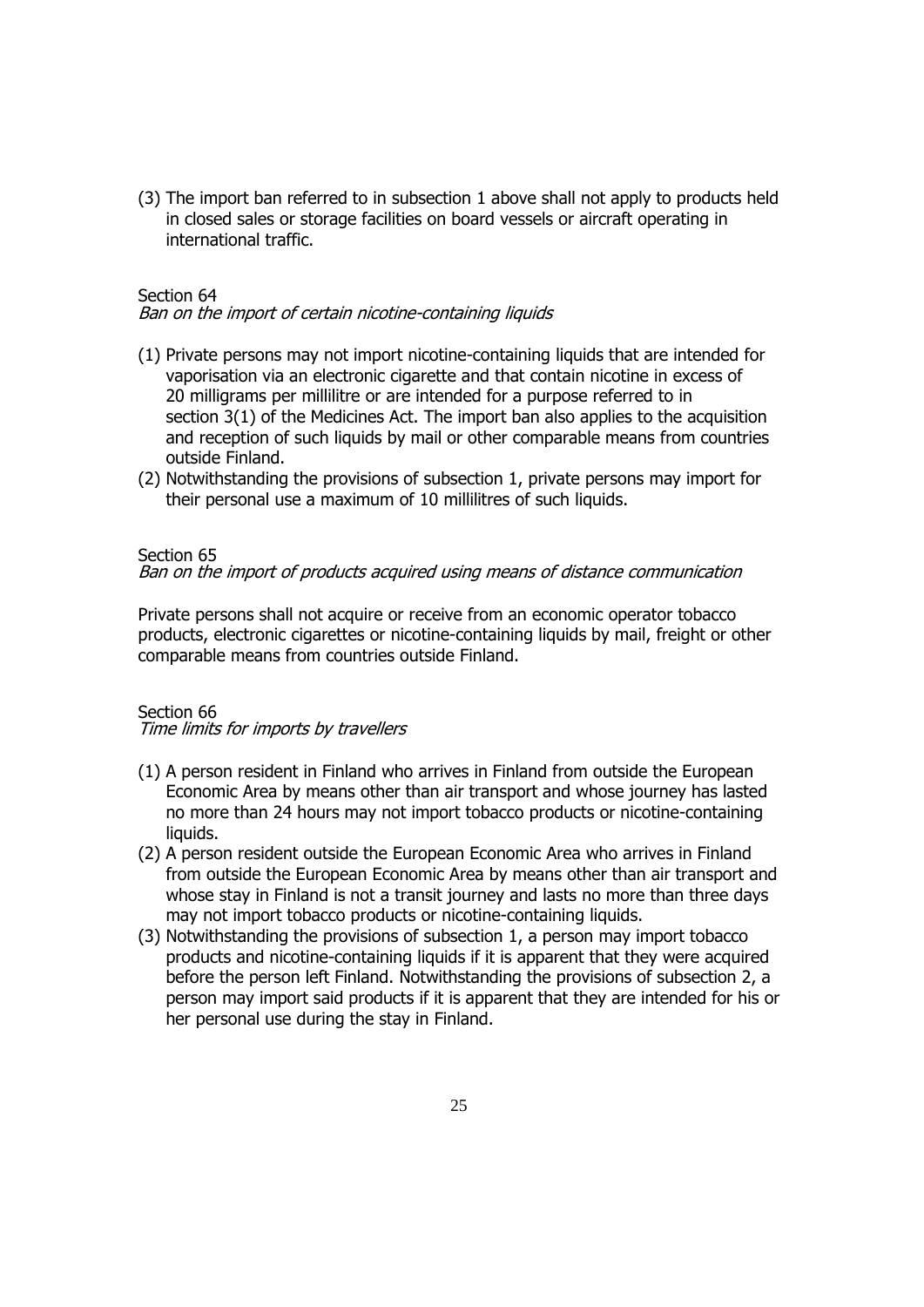(3) The import ban referred to in subsection 1 above shall not apply to products held in closed sales or storage facilities on board vessels or aircraft operating in international traffic.

Section 64
*Ban on the import of certain nicotine-containing liquids*

(1) Private persons may not import nicotine-containing liquids that are intended for vaporisation via an electronic cigarette and that contain nicotine in excess of 20 milligrams per millilitre or are intended for a purpose referred to in section 3(1) of the Medicines Act. The import ban also applies to the acquisition and reception of such liquids by mail or other comparable means from countries outside Finland.
(2) Notwithstanding the provisions of subsection 1, private persons may import for their personal use a maximum of 10 millilitres of such liquids.

Section 65
*Ban on the import of products acquired using means of distance communication*

Private persons shall not acquire or receive from an economic operator tobacco products, electronic cigarettes or nicotine-containing liquids by mail, freight or other comparable means from countries outside Finland.

Section 66
*Time limits for imports by travellers*

(1) A person resident in Finland who arrives in Finland from outside the European Economic Area by means other than air transport and whose journey has lasted no more than 24 hours may not import tobacco products or nicotine-containing liquids.
(2) A person resident outside the European Economic Area who arrives in Finland from outside the European Economic Area by means other than air transport and whose stay in Finland is not a transit journey and lasts no more than three days may not import tobacco products or nicotine-containing liquids.
(3) Notwithstanding the provisions of subsection 1, a person may import tobacco products and nicotine-containing liquids if it is apparent that they were acquired before the person left Finland. Notwithstanding the provisions of subsection 2, a person may import said products if it is apparent that they are intended for his or her personal use during the stay in Finland.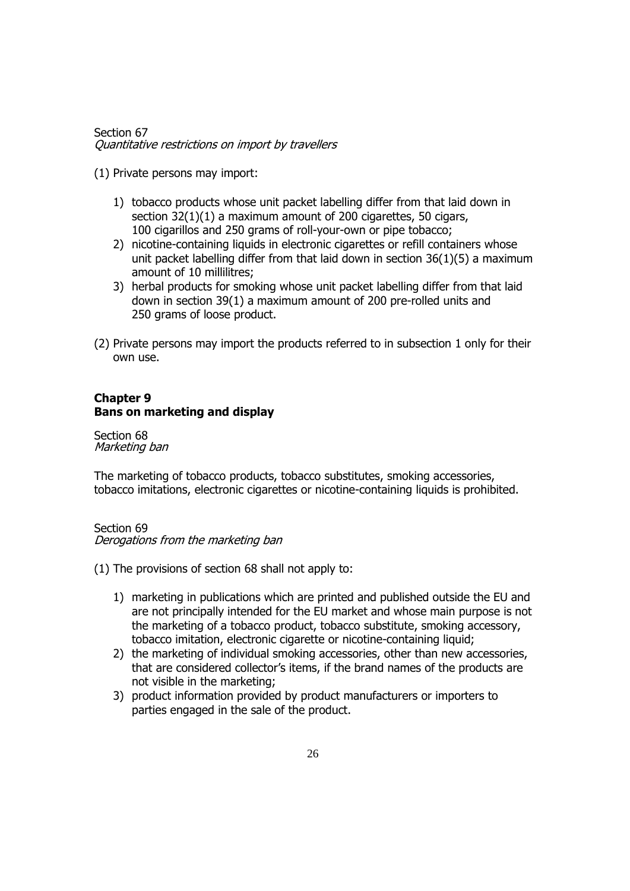Section 67
*Quantitative restrictions on import by travellers*

(1) Private persons may import:

1) tobacco products whose unit packet labelling differ from that laid down in section 32(1)(1) a maximum amount of 200 cigarettes, 50 cigars, 100 cigarillos and 250 grams of roll-your-own or pipe tobacco;
2) nicotine-containing liquids in electronic cigarettes or refill containers whose unit packet labelling differ from that laid down in section 36(1)(5) a maximum amount of 10 millilitres;
3) herbal products for smoking whose unit packet labelling differ from that laid down in section 39(1) a maximum amount of 200 pre-rolled units and 250 grams of loose product.

(2) Private persons may import the products referred to in subsection 1 only for their own use.

## Chapter 9
## Bans on marketing and display

Section 68
*Marketing ban*

The marketing of tobacco products, tobacco substitutes, smoking accessories, tobacco imitations, electronic cigarettes or nicotine-containing liquids is prohibited.

Section 69
*Derogations from the marketing ban*

(1) The provisions of section 68 shall not apply to:

1) marketing in publications which are printed and published outside the EU and are not principally intended for the EU market and whose main purpose is not the marketing of a tobacco product, tobacco substitute, smoking accessory, tobacco imitation, electronic cigarette or nicotine-containing liquid;
2) the marketing of individual smoking accessories, other than new accessories, that are considered collector's items, if the brand names of the products are not visible in the marketing;
3) product information provided by product manufacturers or importers to parties engaged in the sale of the product.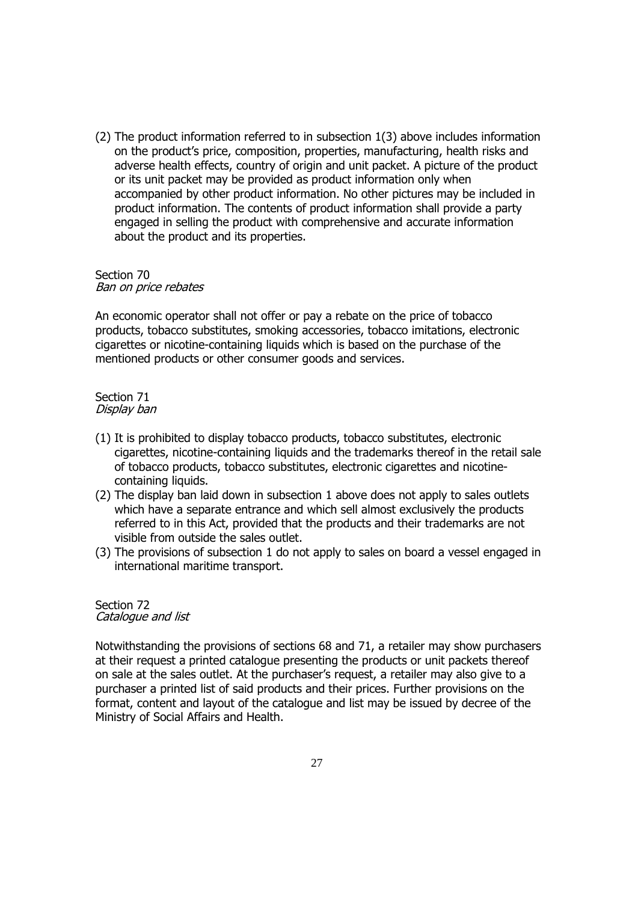(2) The product information referred to in subsection 1(3) above includes information on the product's price, composition, properties, manufacturing, health risks and adverse health effects, country of origin and unit packet. A picture of the product or its unit packet may be provided as product information only when accompanied by other product information. No other pictures may be included in product information. The contents of product information shall provide a party engaged in selling the product with comprehensive and accurate information about the product and its properties.

Section 70
*Ban on price rebates*

An economic operator shall not offer or pay a rebate on the price of tobacco products, tobacco substitutes, smoking accessories, tobacco imitations, electronic cigarettes or nicotine-containing liquids which is based on the purchase of the mentioned products or other consumer goods and services.

Section 71
*Display ban*

(1) It is prohibited to display tobacco products, tobacco substitutes, electronic cigarettes, nicotine-containing liquids and the trademarks thereof in the retail sale of tobacco products, tobacco substitutes, electronic cigarettes and nicotine-containing liquids.
(2) The display ban laid down in subsection 1 above does not apply to sales outlets which have a separate entrance and which sell almost exclusively the products referred to in this Act, provided that the products and their trademarks are not visible from outside the sales outlet.
(3) The provisions of subsection 1 do not apply to sales on board a vessel engaged in international maritime transport.

Section 72
*Catalogue and list*

Notwithstanding the provisions of sections 68 and 71, a retailer may show purchasers at their request a printed catalogue presenting the products or unit packets thereof on sale at the sales outlet. At the purchaser's request, a retailer may also give to a purchaser a printed list of said products and their prices. Further provisions on the format, content and layout of the catalogue and list may be issued by decree of the Ministry of Social Affairs and Health.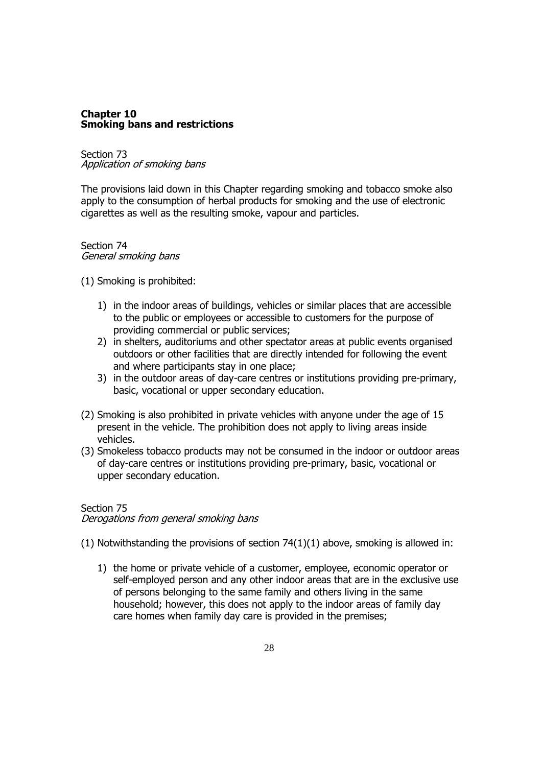## Chapter 10
## Smoking bans and restrictions

Section 73
*Application of smoking bans*

The provisions laid down in this Chapter regarding smoking and tobacco smoke also apply to the consumption of herbal products for smoking and the use of electronic cigarettes as well as the resulting smoke, vapour and particles.

Section 74
*General smoking bans*

(1) Smoking is prohibited:

1) in the indoor areas of buildings, vehicles or similar places that are accessible to the public or employees or accessible to customers for the purpose of providing commercial or public services;
2) in shelters, auditoriums and other spectator areas at public events organised outdoors or other facilities that are directly intended for following the event and where participants stay in one place;
3) in the outdoor areas of day-care centres or institutions providing pre-primary, basic, vocational or upper secondary education.

(2) Smoking is also prohibited in private vehicles with anyone under the age of 15 present in the vehicle. The prohibition does not apply to living areas inside vehicles.

(3) Smokeless tobacco products may not be consumed in the indoor or outdoor areas of day-care centres or institutions providing pre-primary, basic, vocational or upper secondary education.

Section 75
*Derogations from general smoking bans*

(1) Notwithstanding the provisions of section 74(1)(1) above, smoking is allowed in:

1) the home or private vehicle of a customer, employee, economic operator or self-employed person and any other indoor areas that are in the exclusive use of persons belonging to the same family and others living in the same household; however, this does not apply to the indoor areas of family day care homes when family day care is provided in the premises;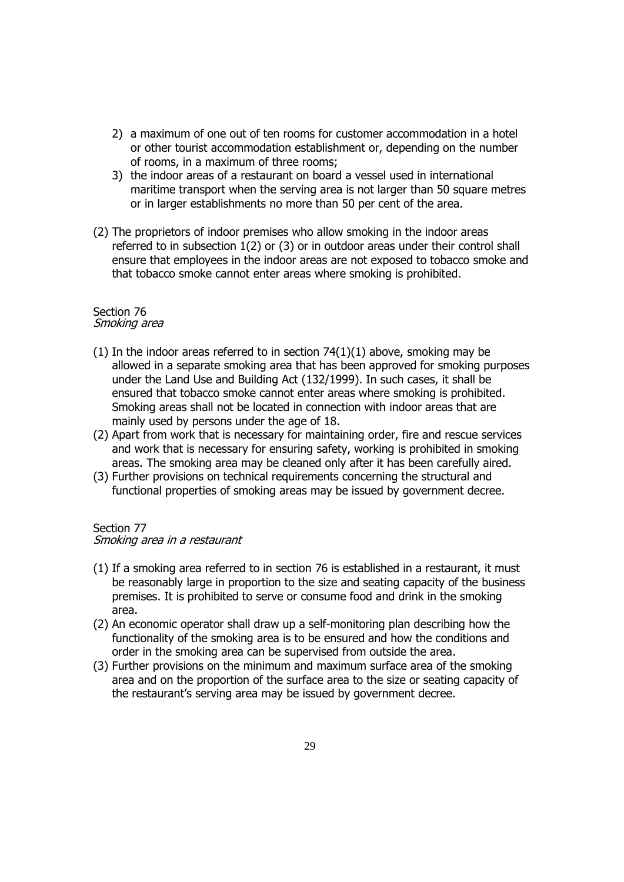2) a maximum of one out of ten rooms for customer accommodation in a hotel or other tourist accommodation establishment or, depending on the number of rooms, in a maximum of three rooms;
3) the indoor areas of a restaurant on board a vessel used in international maritime transport when the serving area is not larger than 50 square metres or in larger establishments no more than 50 per cent of the area.

(2) The proprietors of indoor premises who allow smoking in the indoor areas referred to in subsection 1(2) or (3) or in outdoor areas under their control shall ensure that employees in the indoor areas are not exposed to tobacco smoke and that tobacco smoke cannot enter areas where smoking is prohibited.

Section 76
*Smoking area*

(1) In the indoor areas referred to in section 74(1)(1) above, smoking may be allowed in a separate smoking area that has been approved for smoking purposes under the Land Use and Building Act (132/1999). In such cases, it shall be ensured that tobacco smoke cannot enter areas where smoking is prohibited. Smoking areas shall not be located in connection with indoor areas that are mainly used by persons under the age of 18.
(2) Apart from work that is necessary for maintaining order, fire and rescue services and work that is necessary for ensuring safety, working is prohibited in smoking areas. The smoking area may be cleaned only after it has been carefully aired.
(3) Further provisions on technical requirements concerning the structural and functional properties of smoking areas may be issued by government decree.

Section 77
*Smoking area in a restaurant*

(1) If a smoking area referred to in section 76 is established in a restaurant, it must be reasonably large in proportion to the size and seating capacity of the business premises. It is prohibited to serve or consume food and drink in the smoking area.
(2) An economic operator shall draw up a self-monitoring plan describing how the functionality of the smoking area is to be ensured and how the conditions and order in the smoking area can be supervised from outside the area.
(3) Further provisions on the minimum and maximum surface area of the smoking area and on the proportion of the surface area to the size or seating capacity of the restaurant's serving area may be issued by government decree.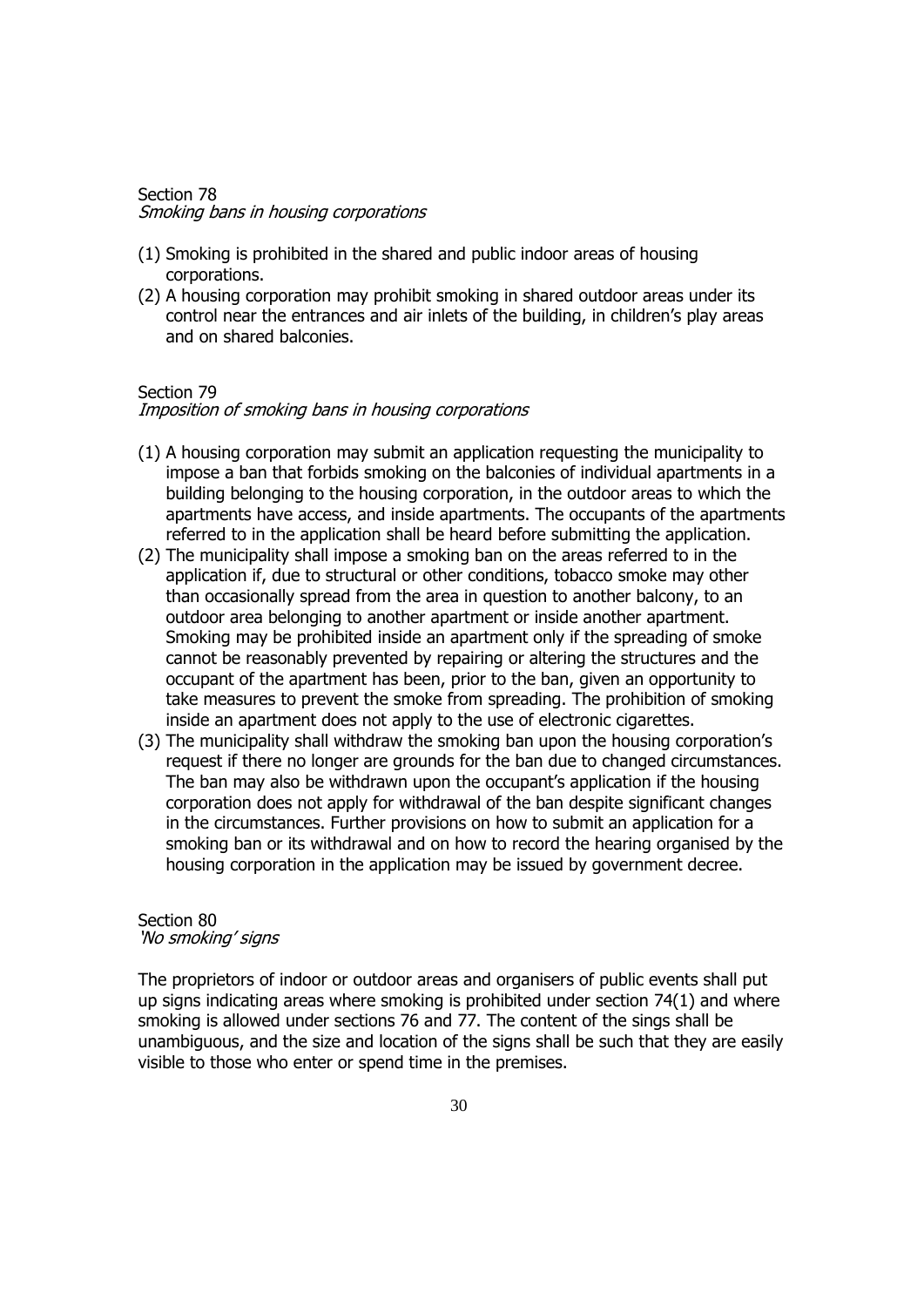## Section 78

*Smoking bans in housing corporations*

(1) Smoking is prohibited in the shared and public indoor areas of housing corporations.
(2) A housing corporation may prohibit smoking in shared outdoor areas under its control near the entrances and air inlets of the building, in children's play areas and on shared balconies.

## Section 79

*Imposition of smoking bans in housing corporations*

(1) A housing corporation may submit an application requesting the municipality to impose a ban that forbids smoking on the balconies of individual apartments in a building belonging to the housing corporation, in the outdoor areas to which the apartments have access, and inside apartments. The occupants of the apartments referred to in the application shall be heard before submitting the application.
(2) The municipality shall impose a smoking ban on the areas referred to in the application if, due to structural or other conditions, tobacco smoke may other than occasionally spread from the area in question to another balcony, to an outdoor area belonging to another apartment or inside another apartment. Smoking may be prohibited inside an apartment only if the spreading of smoke cannot be reasonably prevented by repairing or altering the structures and the occupant of the apartment has been, prior to the ban, given an opportunity to take measures to prevent the smoke from spreading. The prohibition of smoking inside an apartment does not apply to the use of electronic cigarettes.
(3) The municipality shall withdraw the smoking ban upon the housing corporation's request if there no longer are grounds for the ban due to changed circumstances. The ban may also be withdrawn upon the occupant's application if the housing corporation does not apply for withdrawal of the ban despite significant changes in the circumstances. Further provisions on how to submit an application for a smoking ban or its withdrawal and on how to record the hearing organised by the housing corporation in the application may be issued by government decree.

## Section 80

*'No smoking' signs*

The proprietors of indoor or outdoor areas and organisers of public events shall put up signs indicating areas where smoking is prohibited under section 74(1) and where smoking is allowed under sections 76 and 77. The content of the sings shall be unambiguous, and the size and location of the signs shall be such that they are easily visible to those who enter or spend time in the premises.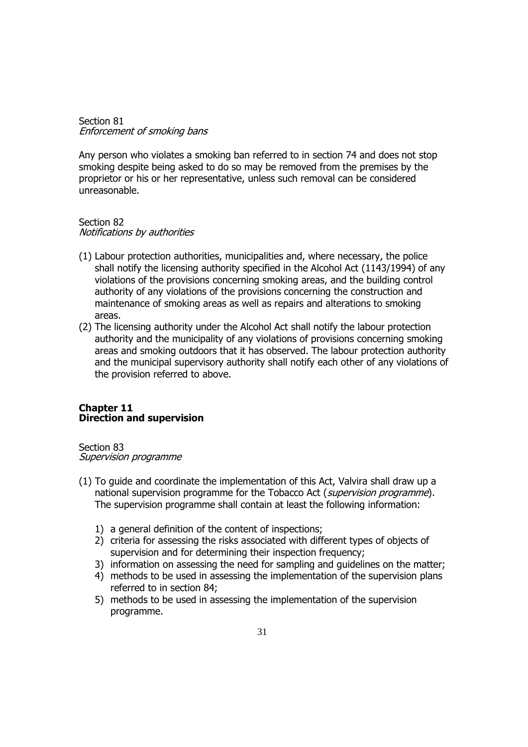Section 81
*Enforcement of smoking bans*

Any person who violates a smoking ban referred to in section 74 and does not stop smoking despite being asked to do so may be removed from the premises by the proprietor or his or her representative, unless such removal can be considered unreasonable.

Section 82
*Notifications by authorities*

(1) Labour protection authorities, municipalities and, where necessary, the police shall notify the licensing authority specified in the Alcohol Act (1143/1994) of any violations of the provisions concerning smoking areas, and the building control authority of any violations of the provisions concerning the construction and maintenance of smoking areas as well as repairs and alterations to smoking areas.
(2) The licensing authority under the Alcohol Act shall notify the labour protection authority and the municipality of any violations of provisions concerning smoking areas and smoking outdoors that it has observed. The labour protection authority and the municipal supervisory authority shall notify each other of any violations of the provision referred to above.

## Chapter 11
## Direction and supervision

Section 83
*Supervision programme*

(1) To guide and coordinate the implementation of this Act, Valvira shall draw up a national supervision programme for the Tobacco Act (*supervision programme*). The supervision programme shall contain at least the following information:

    1) a general definition of the content of inspections;
    2) criteria for assessing the risks associated with different types of objects of supervision and for determining their inspection frequency;
    3) information on assessing the need for sampling and guidelines on the matter;
    4) methods to be used in assessing the implementation of the supervision plans referred to in section 84;
    5) methods to be used in assessing the implementation of the supervision programme.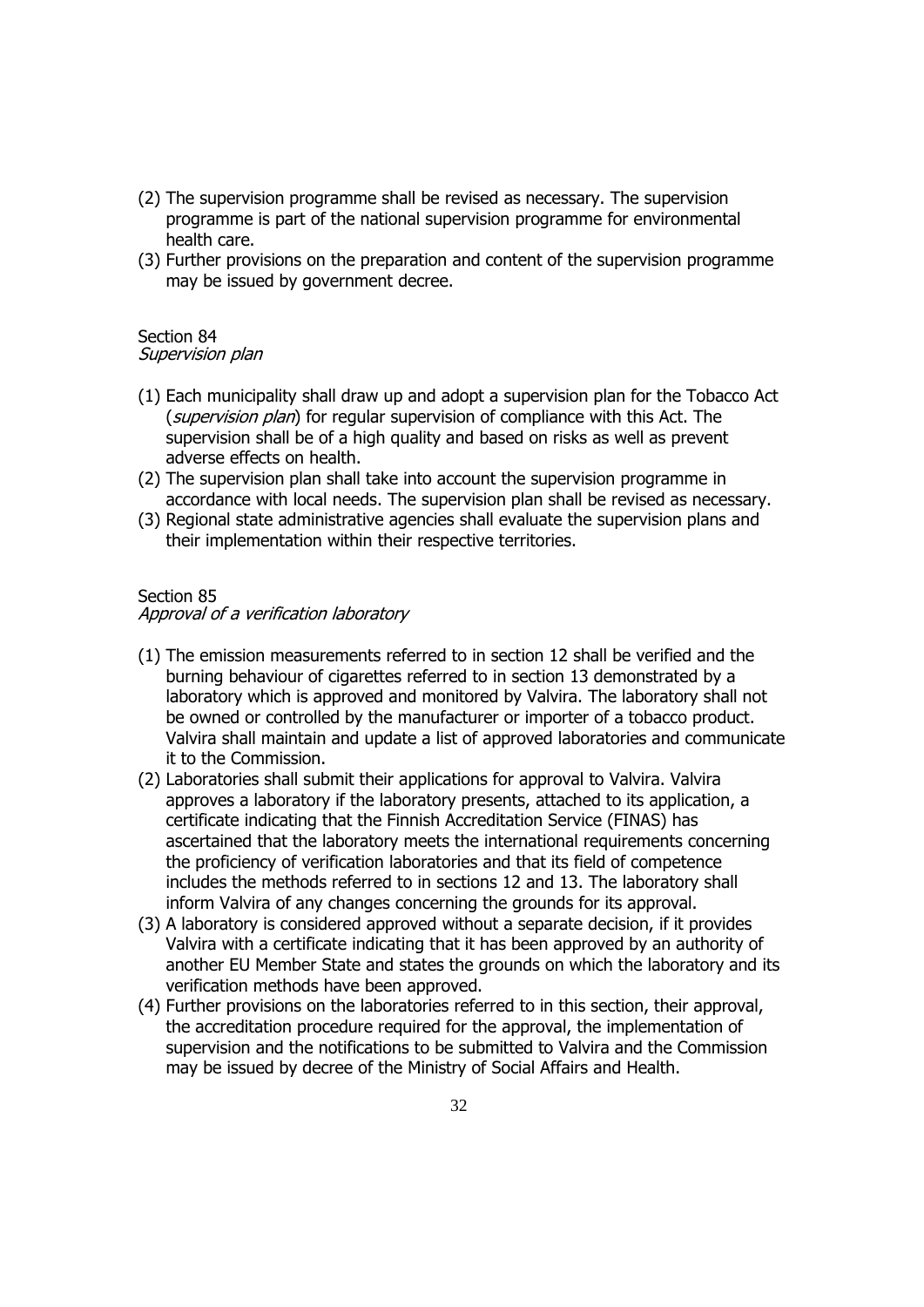(2) The supervision programme shall be revised as necessary. The supervision programme is part of the national supervision programme for environmental health care.

(3) Further provisions on the preparation and content of the supervision programme may be issued by government decree.

Section 84
*Supervision plan*

(1) Each municipality shall draw up and adopt a supervision plan for the Tobacco Act (*supervision plan*) for regular supervision of compliance with this Act. The supervision shall be of a high quality and based on risks as well as prevent adverse effects on health.

(2) The supervision plan shall take into account the supervision programme in accordance with local needs. The supervision plan shall be revised as necessary.

(3) Regional state administrative agencies shall evaluate the supervision plans and their implementation within their respective territories.

Section 85
*Approval of a verification laboratory*

(1) The emission measurements referred to in section 12 shall be verified and the burning behaviour of cigarettes referred to in section 13 demonstrated by a laboratory which is approved and monitored by Valvira. The laboratory shall not be owned or controlled by the manufacturer or importer of a tobacco product. Valvira shall maintain and update a list of approved laboratories and communicate it to the Commission.

(2) Laboratories shall submit their applications for approval to Valvira. Valvira approves a laboratory if the laboratory presents, attached to its application, a certificate indicating that the Finnish Accreditation Service (FINAS) has ascertained that the laboratory meets the international requirements concerning the proficiency of verification laboratories and that its field of competence includes the methods referred to in sections 12 and 13. The laboratory shall inform Valvira of any changes concerning the grounds for its approval.

(3) A laboratory is considered approved without a separate decision, if it provides Valvira with a certificate indicating that it has been approved by an authority of another EU Member State and states the grounds on which the laboratory and its verification methods have been approved.

(4) Further provisions on the laboratories referred to in this section, their approval, the accreditation procedure required for the approval, the implementation of supervision and the notifications to be submitted to Valvira and the Commission may be issued by decree of the Ministry of Social Affairs and Health.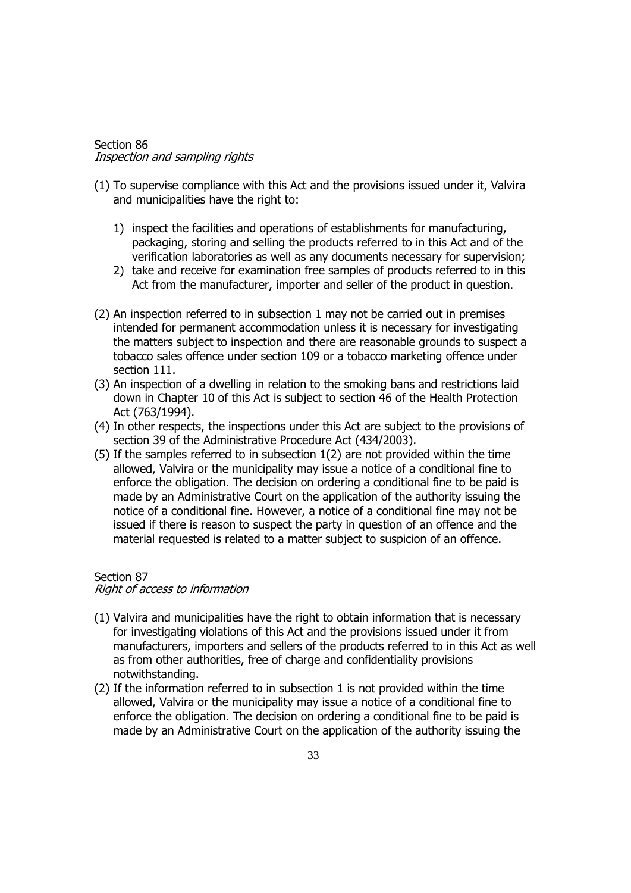Section 86
*Inspection and sampling rights*

(1) To supervise compliance with this Act and the provisions issued under it, Valvira and municipalities have the right to:

   1) inspect the facilities and operations of establishments for manufacturing, packaging, storing and selling the products referred to in this Act and of the verification laboratories as well as any documents necessary for supervision;
   2) take and receive for examination free samples of products referred to in this Act from the manufacturer, importer and seller of the product in question.

(2) An inspection referred to in subsection 1 may not be carried out in premises intended for permanent accommodation unless it is necessary for investigating the matters subject to inspection and there are reasonable grounds to suspect a tobacco sales offence under section 109 or a tobacco marketing offence under section 111.

(3) An inspection of a dwelling in relation to the smoking bans and restrictions laid down in Chapter 10 of this Act is subject to section 46 of the Health Protection Act (763/1994).

(4) In other respects, the inspections under this Act are subject to the provisions of section 39 of the Administrative Procedure Act (434/2003).

(5) If the samples referred to in subsection 1(2) are not provided within the time allowed, Valvira or the municipality may issue a notice of a conditional fine to enforce the obligation. The decision on ordering a conditional fine to be paid is made by an Administrative Court on the application of the authority issuing the notice of a conditional fine. However, a notice of a conditional fine may not be issued if there is reason to suspect the party in question of an offence and the material requested is related to a matter subject to suspicion of an offence.

Section 87
*Right of access to information*

(1) Valvira and municipalities have the right to obtain information that is necessary for investigating violations of this Act and the provisions issued under it from manufacturers, importers and sellers of the products referred to in this Act as well as from other authorities, free of charge and confidentiality provisions notwithstanding.

(2) If the information referred to in subsection 1 is not provided within the time allowed, Valvira or the municipality may issue a notice of a conditional fine to enforce the obligation. The decision on ordering a conditional fine to be paid is made by an Administrative Court on the application of the authority issuing the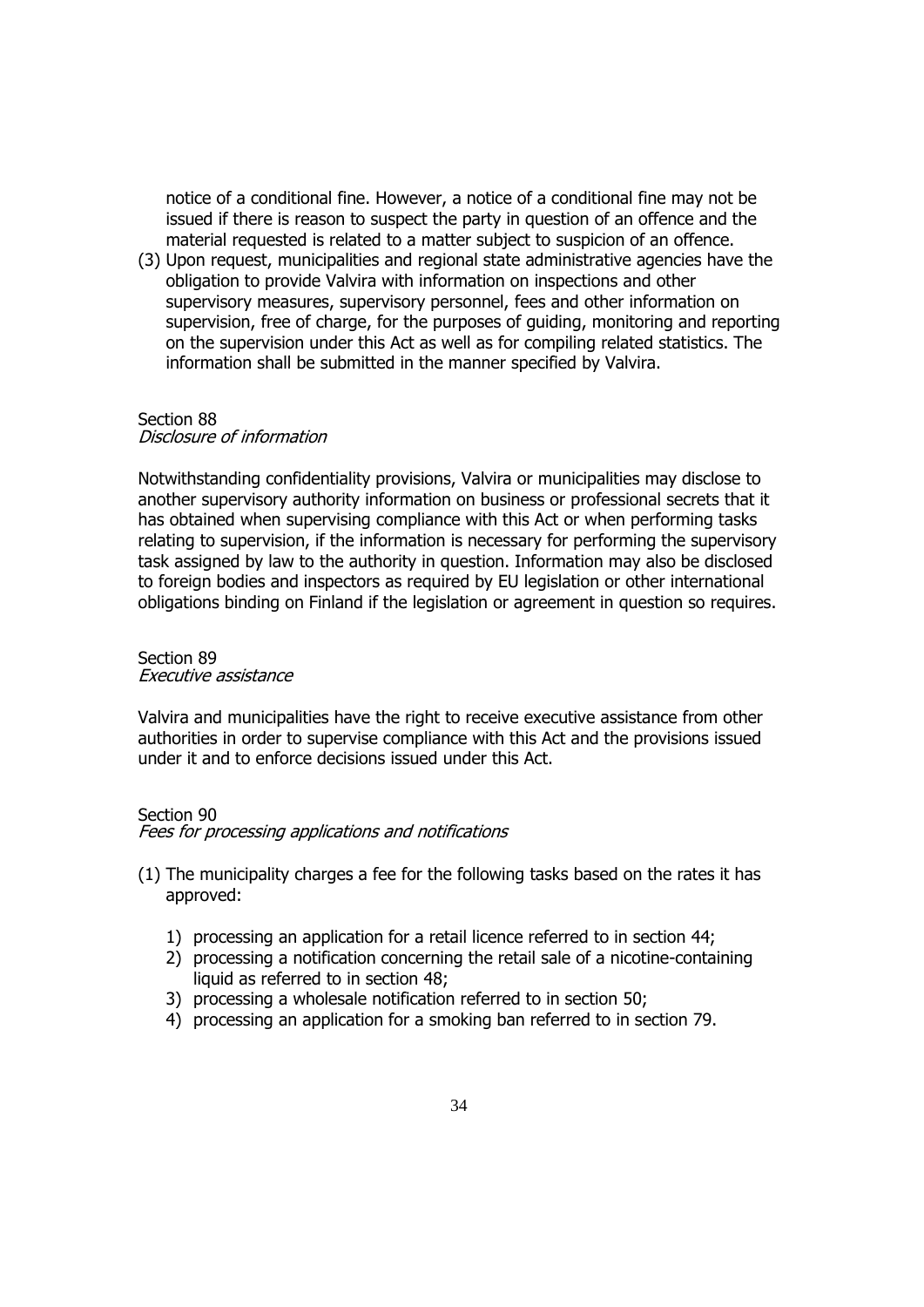notice of a conditional fine. However, a notice of a conditional fine may not be issued if there is reason to suspect the party in question of an offence and the material requested is related to a matter subject to suspicion of an offence.

(3) Upon request, municipalities and regional state administrative agencies have the obligation to provide Valvira with information on inspections and other supervisory measures, supervisory personnel, fees and other information on supervision, free of charge, for the purposes of guiding, monitoring and reporting on the supervision under this Act as well as for compiling related statistics. The information shall be submitted in the manner specified by Valvira.

Section 88
*Disclosure of information*

Notwithstanding confidentiality provisions, Valvira or municipalities may disclose to another supervisory authority information on business or professional secrets that it has obtained when supervising compliance with this Act or when performing tasks relating to supervision, if the information is necessary for performing the supervisory task assigned by law to the authority in question. Information may also be disclosed to foreign bodies and inspectors as required by EU legislation or other international obligations binding on Finland if the legislation or agreement in question so requires.

Section 89
*Executive assistance*

Valvira and municipalities have the right to receive executive assistance from other authorities in order to supervise compliance with this Act and the provisions issued under it and to enforce decisions issued under this Act.

Section 90
*Fees for processing applications and notifications*

(1) The municipality charges a fee for the following tasks based on the rates it has approved:

1) processing an application for a retail licence referred to in section 44;
2) processing a notification concerning the retail sale of a nicotine-containing liquid as referred to in section 48;
3) processing a wholesale notification referred to in section 50;
4) processing an application for a smoking ban referred to in section 79.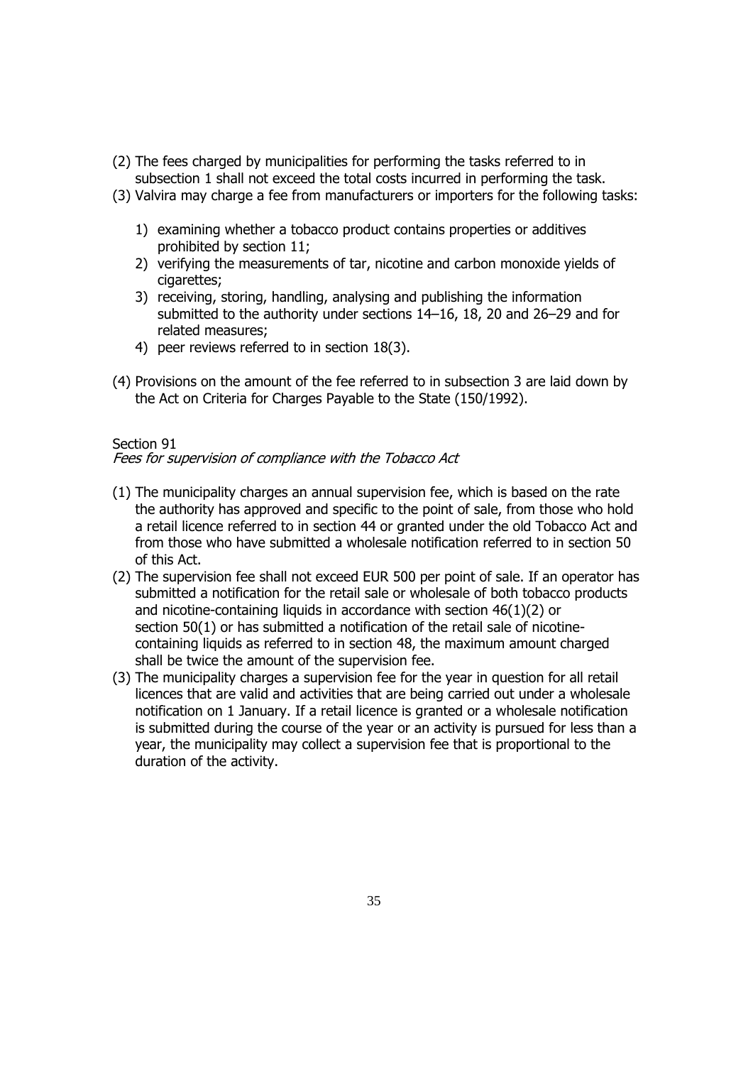(2) The fees charged by municipalities for performing the tasks referred to in subsection 1 shall not exceed the total costs incurred in performing the task.

(3) Valvira may charge a fee from manufacturers or importers for the following tasks:

   1) examining whether a tobacco product contains properties or additives prohibited by section 11;
   2) verifying the measurements of tar, nicotine and carbon monoxide yields of cigarettes;
   3) receiving, storing, handling, analysing and publishing the information submitted to the authority under sections 14–16, 18, 20 and 26–29 and for related measures;
   4) peer reviews referred to in section 18(3).

(4) Provisions on the amount of the fee referred to in subsection 3 are laid down by the Act on Criteria for Charges Payable to the State (150/1992).

Section 91
*Fees for supervision of compliance with the Tobacco Act*

(1) The municipality charges an annual supervision fee, which is based on the rate the authority has approved and specific to the point of sale, from those who hold a retail licence referred to in section 44 or granted under the old Tobacco Act and from those who have submitted a wholesale notification referred to in section 50 of this Act.

(2) The supervision fee shall not exceed EUR 500 per point of sale. If an operator has submitted a notification for the retail sale or wholesale of both tobacco products and nicotine-containing liquids in accordance with section 46(1)(2) or section 50(1) or has submitted a notification of the retail sale of nicotine-containing liquids as referred to in section 48, the maximum amount charged shall be twice the amount of the supervision fee.

(3) The municipality charges a supervision fee for the year in question for all retail licences that are valid and activities that are being carried out under a wholesale notification on 1 January. If a retail licence is granted or a wholesale notification is submitted during the course of the year or an activity is pursued for less than a year, the municipality may collect a supervision fee that is proportional to the duration of the activity.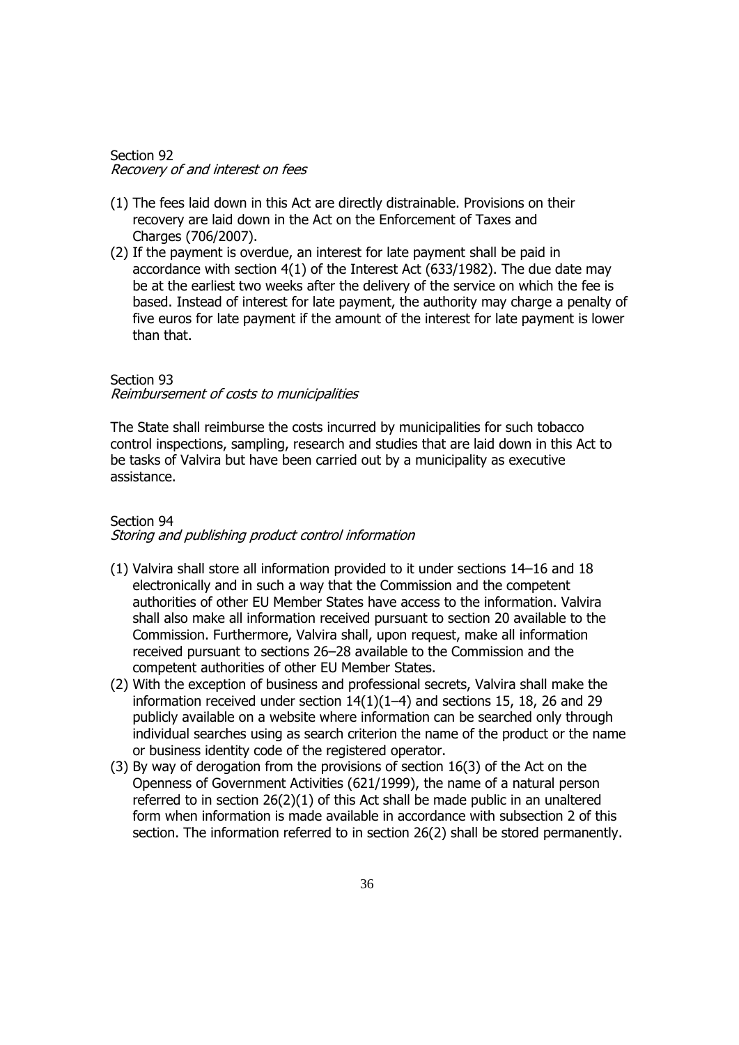Section 92
*Recovery of and interest on fees*

(1) The fees laid down in this Act are directly distrainable. Provisions on their recovery are laid down in the Act on the Enforcement of Taxes and Charges (706/2007).
(2) If the payment is overdue, an interest for late payment shall be paid in accordance with section 4(1) of the Interest Act (633/1982). The due date may be at the earliest two weeks after the delivery of the service on which the fee is based. Instead of interest for late payment, the authority may charge a penalty of five euros for late payment if the amount of the interest for late payment is lower than that.

Section 93
*Reimbursement of costs to municipalities*

The State shall reimburse the costs incurred by municipalities for such tobacco control inspections, sampling, research and studies that are laid down in this Act to be tasks of Valvira but have been carried out by a municipality as executive assistance.

Section 94
*Storing and publishing product control information*

(1) Valvira shall store all information provided to it under sections 14–16 and 18 electronically and in such a way that the Commission and the competent authorities of other EU Member States have access to the information. Valvira shall also make all information received pursuant to section 20 available to the Commission. Furthermore, Valvira shall, upon request, make all information received pursuant to sections 26–28 available to the Commission and the competent authorities of other EU Member States.
(2) With the exception of business and professional secrets, Valvira shall make the information received under section 14(1)(1–4) and sections 15, 18, 26 and 29 publicly available on a website where information can be searched only through individual searches using as search criterion the name of the product or the name or business identity code of the registered operator.
(3) By way of derogation from the provisions of section 16(3) of the Act on the Openness of Government Activities (621/1999), the name of a natural person referred to in section 26(2)(1) of this Act shall be made public in an unaltered form when information is made available in accordance with subsection 2 of this section. The information referred to in section 26(2) shall be stored permanently.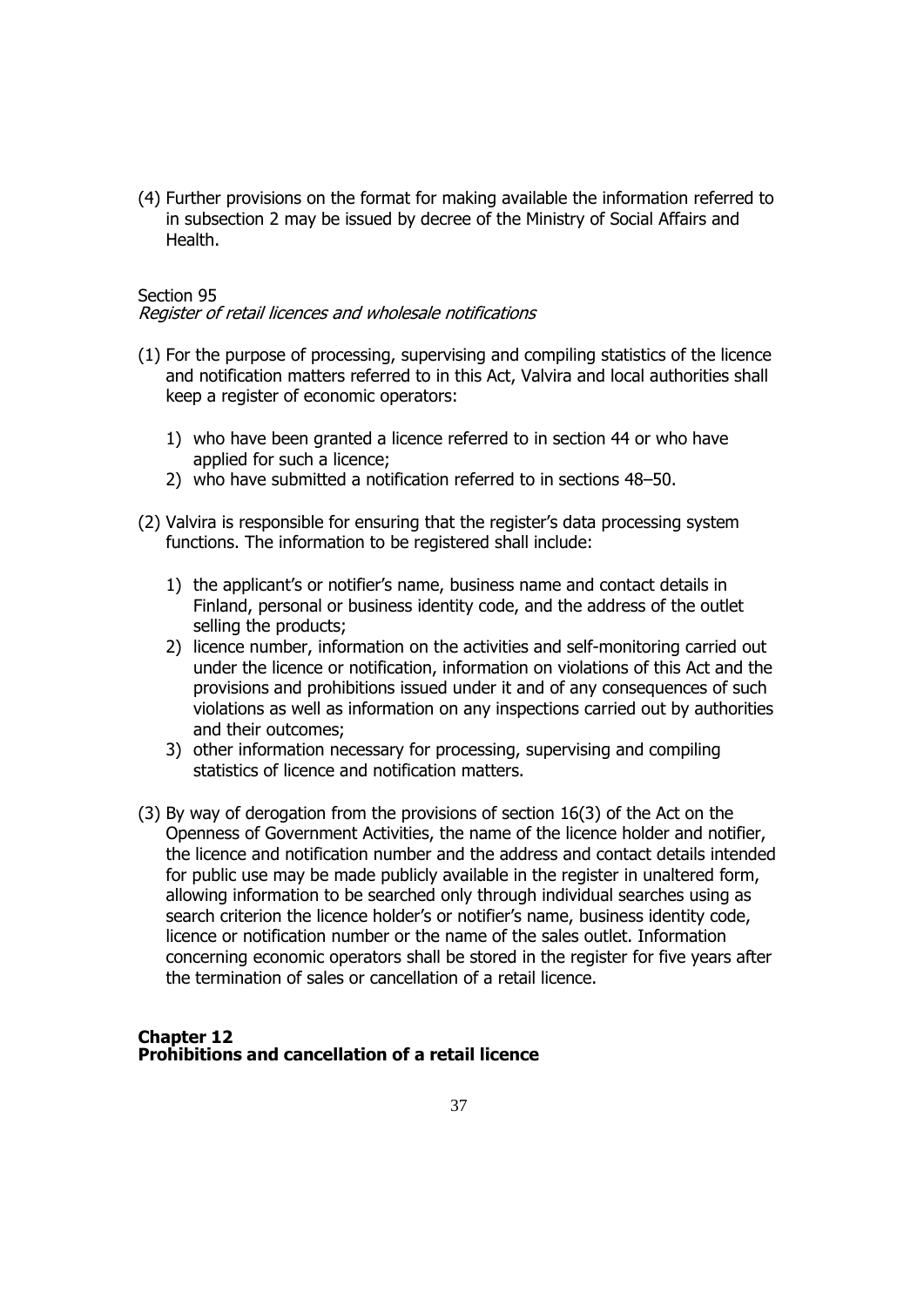(4) Further provisions on the format for making available the information referred to in subsection 2 may be issued by decree of the Ministry of Social Affairs and Health.

Section 95
*Register of retail licences and wholesale notifications*

(1) For the purpose of processing, supervising and compiling statistics of the licence and notification matters referred to in this Act, Valvira and local authorities shall keep a register of economic operators:

1) who have been granted a licence referred to in section 44 or who have applied for such a licence;
2) who have submitted a notification referred to in sections 48–50.

(2) Valvira is responsible for ensuring that the register's data processing system functions. The information to be registered shall include:

1) the applicant's or notifier's name, business name and contact details in Finland, personal or business identity code, and the address of the outlet selling the products;
2) licence number, information on the activities and self-monitoring carried out under the licence or notification, information on violations of this Act and the provisions and prohibitions issued under it and of any consequences of such violations as well as information on any inspections carried out by authorities and their outcomes;
3) other information necessary for processing, supervising and compiling statistics of licence and notification matters.

(3) By way of derogation from the provisions of section 16(3) of the Act on the Openness of Government Activities, the name of the licence holder and notifier, the licence and notification number and the address and contact details intended for public use may be made publicly available in the register in unaltered form, allowing information to be searched only through individual searches using as search criterion the licence holder's or notifier's name, business identity code, licence or notification number or the name of the sales outlet. Information concerning economic operators shall be stored in the register for five years after the termination of sales or cancellation of a retail licence.

## Chapter 12
## Prohibitions and cancellation of a retail licence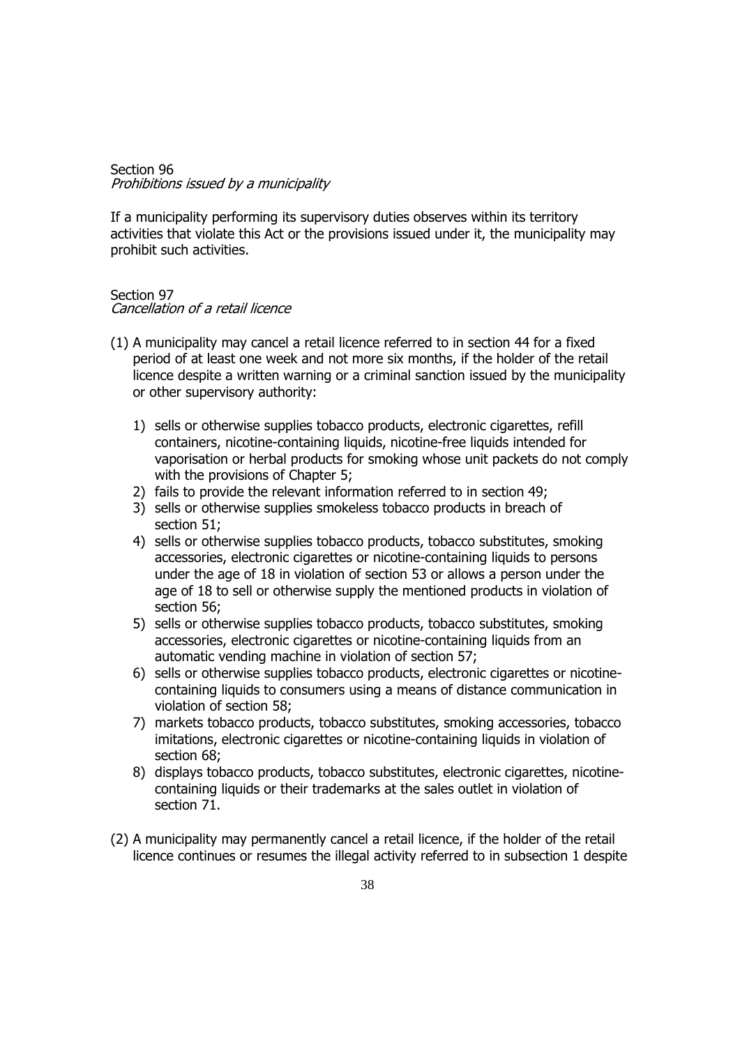Section 96
*Prohibitions issued by a municipality*

If a municipality performing its supervisory duties observes within its territory activities that violate this Act or the provisions issued under it, the municipality may prohibit such activities.

Section 97
*Cancellation of a retail licence*

(1) A municipality may cancel a retail licence referred to in section 44 for a fixed period of at least one week and not more six months, if the holder of the retail licence despite a written warning or a criminal sanction issued by the municipality or other supervisory authority:

1) sells or otherwise supplies tobacco products, electronic cigarettes, refill containers, nicotine-containing liquids, nicotine-free liquids intended for vaporisation or herbal products for smoking whose unit packets do not comply with the provisions of Chapter 5;
2) fails to provide the relevant information referred to in section 49;
3) sells or otherwise supplies smokeless tobacco products in breach of section 51;
4) sells or otherwise supplies tobacco products, tobacco substitutes, smoking accessories, electronic cigarettes or nicotine-containing liquids to persons under the age of 18 in violation of section 53 or allows a person under the age of 18 to sell or otherwise supply the mentioned products in violation of section 56;
5) sells or otherwise supplies tobacco products, tobacco substitutes, smoking accessories, electronic cigarettes or nicotine-containing liquids from an automatic vending machine in violation of section 57;
6) sells or otherwise supplies tobacco products, electronic cigarettes or nicotine-containing liquids to consumers using a means of distance communication in violation of section 58;
7) markets tobacco products, tobacco substitutes, smoking accessories, tobacco imitations, electronic cigarettes or nicotine-containing liquids in violation of section 68;
8) displays tobacco products, tobacco substitutes, electronic cigarettes, nicotine-containing liquids or their trademarks at the sales outlet in violation of section 71.

(2) A municipality may permanently cancel a retail licence, if the holder of the retail licence continues or resumes the illegal activity referred to in subsection 1 despite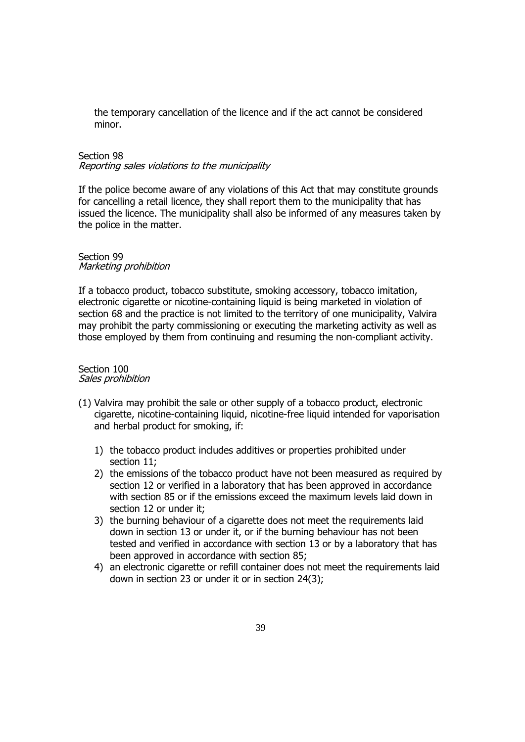the temporary cancellation of the licence and if the act cannot be considered minor.

Section 98
*Reporting sales violations to the municipality*

If the police become aware of any violations of this Act that may constitute grounds for cancelling a retail licence, they shall report them to the municipality that has issued the licence. The municipality shall also be informed of any measures taken by the police in the matter.

Section 99
*Marketing prohibition*

If a tobacco product, tobacco substitute, smoking accessory, tobacco imitation, electronic cigarette or nicotine-containing liquid is being marketed in violation of section 68 and the practice is not limited to the territory of one municipality, Valvira may prohibit the party commissioning or executing the marketing activity as well as those employed by them from continuing and resuming the non-compliant activity.

Section 100
*Sales prohibition*

(1) Valvira may prohibit the sale or other supply of a tobacco product, electronic cigarette, nicotine-containing liquid, nicotine-free liquid intended for vaporisation and herbal product for smoking, if:

1) the tobacco product includes additives or properties prohibited under section 11;
2) the emissions of the tobacco product have not been measured as required by section 12 or verified in a laboratory that has been approved in accordance with section 85 or if the emissions exceed the maximum levels laid down in section 12 or under it;
3) the burning behaviour of a cigarette does not meet the requirements laid down in section 13 or under it, or if the burning behaviour has not been tested and verified in accordance with section 13 or by a laboratory that has been approved in accordance with section 85;
4) an electronic cigarette or refill container does not meet the requirements laid down in section 23 or under it or in section 24(3);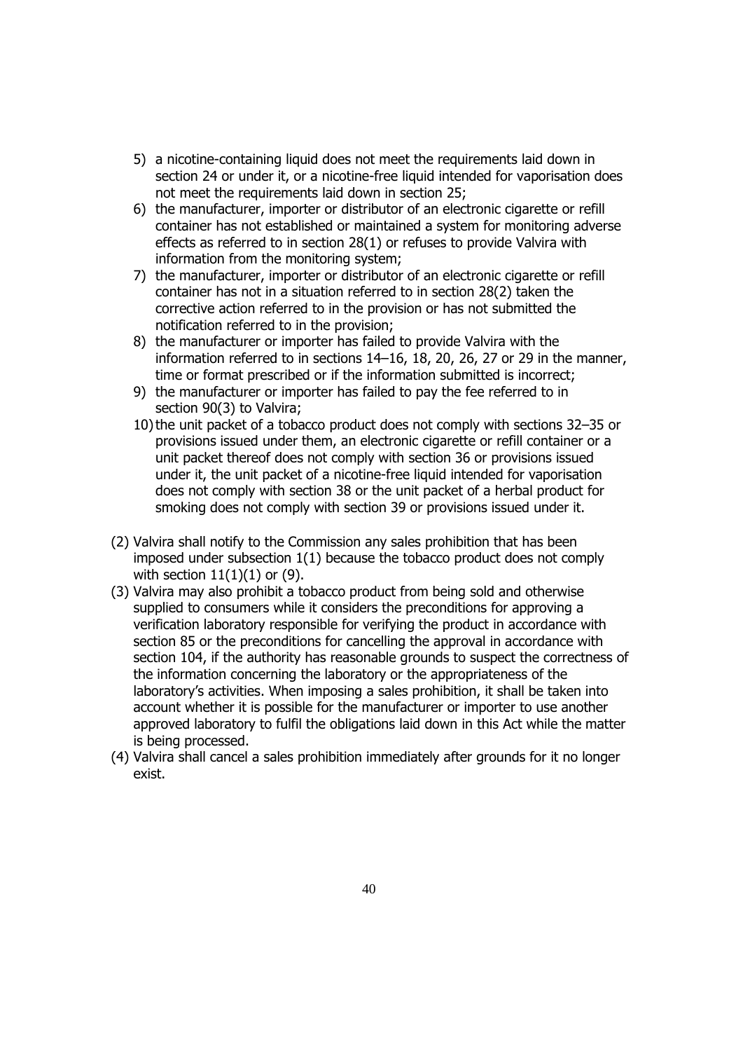5) a nicotine-containing liquid does not meet the requirements laid down in section 24 or under it, or a nicotine-free liquid intended for vaporisation does not meet the requirements laid down in section 25;
6) the manufacturer, importer or distributor of an electronic cigarette or refill container has not established or maintained a system for monitoring adverse effects as referred to in section 28(1) or refuses to provide Valvira with information from the monitoring system;
7) the manufacturer, importer or distributor of an electronic cigarette or refill container has not in a situation referred to in section 28(2) taken the corrective action referred to in the provision or has not submitted the notification referred to in the provision;
8) the manufacturer or importer has failed to provide Valvira with the information referred to in sections 14–16, 18, 20, 26, 27 or 29 in the manner, time or format prescribed or if the information submitted is incorrect;
9) the manufacturer or importer has failed to pay the fee referred to in section 90(3) to Valvira;
10) the unit packet of a tobacco product does not comply with sections 32–35 or provisions issued under them, an electronic cigarette or refill container or a unit packet thereof does not comply with section 36 or provisions issued under it, the unit packet of a nicotine-free liquid intended for vaporisation does not comply with section 38 or the unit packet of a herbal product for smoking does not comply with section 39 or provisions issued under it.

(2) Valvira shall notify to the Commission any sales prohibition that has been imposed under subsection 1(1) because the tobacco product does not comply with section 11(1)(1) or (9).

(3) Valvira may also prohibit a tobacco product from being sold and otherwise supplied to consumers while it considers the preconditions for approving a verification laboratory responsible for verifying the product in accordance with section 85 or the preconditions for cancelling the approval in accordance with section 104, if the authority has reasonable grounds to suspect the correctness of the information concerning the laboratory or the appropriateness of the laboratory's activities. When imposing a sales prohibition, it shall be taken into account whether it is possible for the manufacturer or importer to use another approved laboratory to fulfil the obligations laid down in this Act while the matter is being processed.

(4) Valvira shall cancel a sales prohibition immediately after grounds for it no longer exist.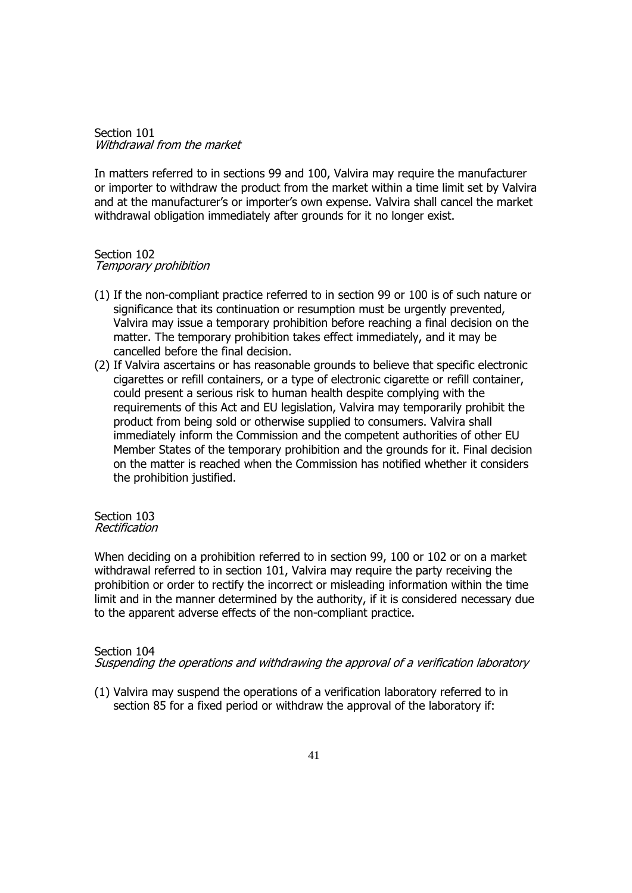Section 101
*Withdrawal from the market*

In matters referred to in sections 99 and 100, Valvira may require the manufacturer or importer to withdraw the product from the market within a time limit set by Valvira and at the manufacturer's or importer's own expense. Valvira shall cancel the market withdrawal obligation immediately after grounds for it no longer exist.

Section 102
*Temporary prohibition*

(1) If the non-compliant practice referred to in section 99 or 100 is of such nature or significance that its continuation or resumption must be urgently prevented, Valvira may issue a temporary prohibition before reaching a final decision on the matter. The temporary prohibition takes effect immediately, and it may be cancelled before the final decision.
(2) If Valvira ascertains or has reasonable grounds to believe that specific electronic cigarettes or refill containers, or a type of electronic cigarette or refill container, could present a serious risk to human health despite complying with the requirements of this Act and EU legislation, Valvira may temporarily prohibit the product from being sold or otherwise supplied to consumers. Valvira shall immediately inform the Commission and the competent authorities of other EU Member States of the temporary prohibition and the grounds for it. Final decision on the matter is reached when the Commission has notified whether it considers the prohibition justified.

Section 103
*Rectification*

When deciding on a prohibition referred to in section 99, 100 or 102 or on a market withdrawal referred to in section 101, Valvira may require the party receiving the prohibition or order to rectify the incorrect or misleading information within the time limit and in the manner determined by the authority, if it is considered necessary due to the apparent adverse effects of the non-compliant practice.

Section 104
*Suspending the operations and withdrawing the approval of a verification laboratory*

(1) Valvira may suspend the operations of a verification laboratory referred to in section 85 for a fixed period or withdraw the approval of the laboratory if: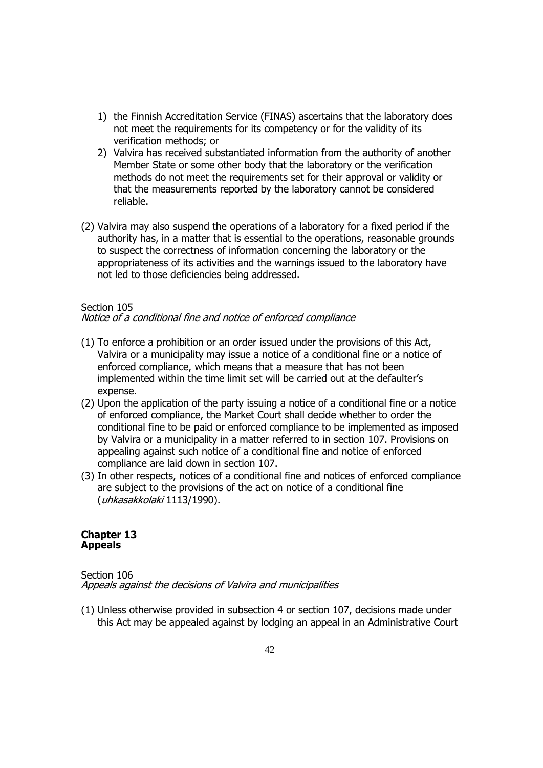1) the Finnish Accreditation Service (FINAS) ascertains that the laboratory does not meet the requirements for its competency or for the validity of its verification methods; or
2) Valvira has received substantiated information from the authority of another Member State or some other body that the laboratory or the verification methods do not meet the requirements set for their approval or validity or that the measurements reported by the laboratory cannot be considered reliable.

(2) Valvira may also suspend the operations of a laboratory for a fixed period if the authority has, in a matter that is essential to the operations, reasonable grounds to suspect the correctness of information concerning the laboratory or the appropriateness of its activities and the warnings issued to the laboratory have not led to those deficiencies being addressed.

Section 105
*Notice of a conditional fine and notice of enforced compliance*

(1) To enforce a prohibition or an order issued under the provisions of this Act, Valvira or a municipality may issue a notice of a conditional fine or a notice of enforced compliance, which means that a measure that has not been implemented within the time limit set will be carried out at the defaulter's expense.
(2) Upon the application of the party issuing a notice of a conditional fine or a notice of enforced compliance, the Market Court shall decide whether to order the conditional fine to be paid or enforced compliance to be implemented as imposed by Valvira or a municipality in a matter referred to in section 107. Provisions on appealing against such notice of a conditional fine and notice of enforced compliance are laid down in section 107.
(3) In other respects, notices of a conditional fine and notices of enforced compliance are subject to the provisions of the act on notice of a conditional fine (*uhkasakkolaki* 1113/1990).

**Chapter 13**
**Appeals**

Section 106
*Appeals against the decisions of Valvira and municipalities*

(1) Unless otherwise provided in subsection 4 or section 107, decisions made under this Act may be appealed against by lodging an appeal in an Administrative Court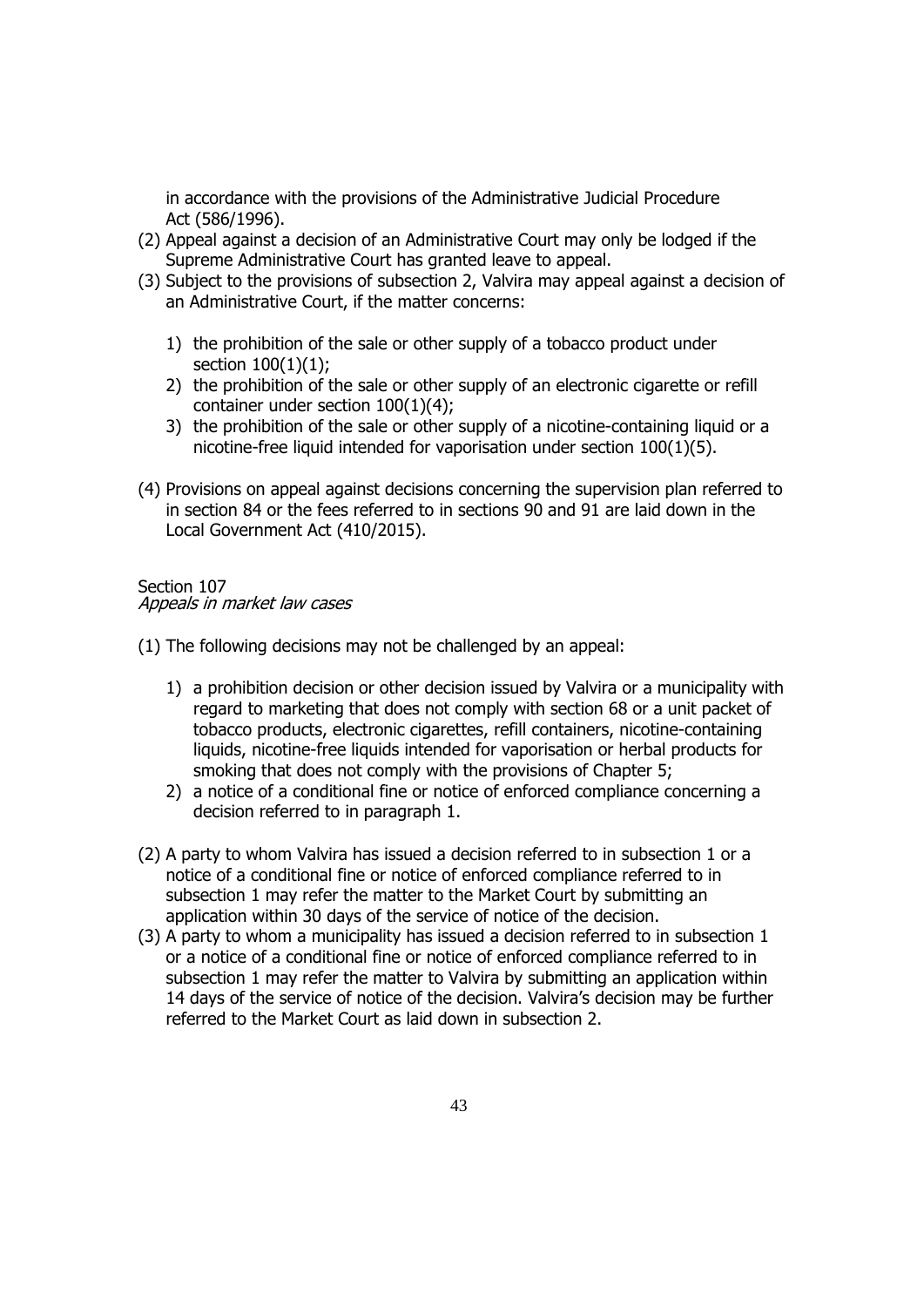in accordance with the provisions of the Administrative Judicial Procedure Act (586/1996).

(2) Appeal against a decision of an Administrative Court may only be lodged if the Supreme Administrative Court has granted leave to appeal.

(3) Subject to the provisions of subsection 2, Valvira may appeal against a decision of an Administrative Court, if the matter concerns:

1) the prohibition of the sale or other supply of a tobacco product under section 100(1)(1);
2) the prohibition of the sale or other supply of an electronic cigarette or refill container under section 100(1)(4);
3) the prohibition of the sale or other supply of a nicotine-containing liquid or a nicotine-free liquid intended for vaporisation under section 100(1)(5).

(4) Provisions on appeal against decisions concerning the supervision plan referred to in section 84 or the fees referred to in sections 90 and 91 are laid down in the Local Government Act (410/2015).

Section 107
*Appeals in market law cases*

(1) The following decisions may not be challenged by an appeal:

1) a prohibition decision or other decision issued by Valvira or a municipality with regard to marketing that does not comply with section 68 or a unit packet of tobacco products, electronic cigarettes, refill containers, nicotine-containing liquids, nicotine-free liquids intended for vaporisation or herbal products for smoking that does not comply with the provisions of Chapter 5;
2) a notice of a conditional fine or notice of enforced compliance concerning a decision referred to in paragraph 1.

(2) A party to whom Valvira has issued a decision referred to in subsection 1 or a notice of a conditional fine or notice of enforced compliance referred to in subsection 1 may refer the matter to the Market Court by submitting an application within 30 days of the service of notice of the decision.

(3) A party to whom a municipality has issued a decision referred to in subsection 1 or a notice of a conditional fine or notice of enforced compliance referred to in subsection 1 may refer the matter to Valvira by submitting an application within 14 days of the service of notice of the decision. Valvira's decision may be further referred to the Market Court as laid down in subsection 2.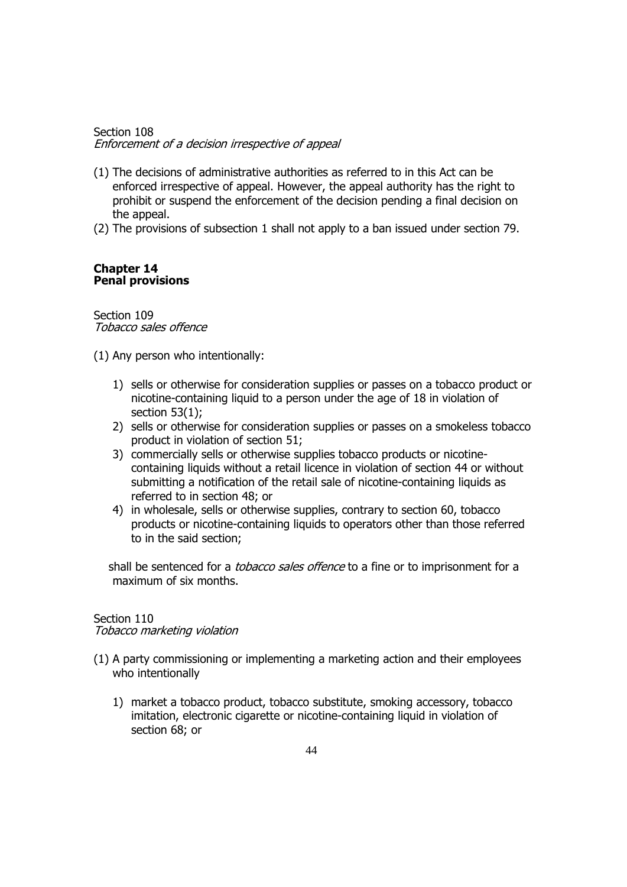Section 108
*Enforcement of a decision irrespective of appeal*

(1) The decisions of administrative authorities as referred to in this Act can be enforced irrespective of appeal. However, the appeal authority has the right to prohibit or suspend the enforcement of the decision pending a final decision on the appeal.
(2) The provisions of subsection 1 shall not apply to a ban issued under section 79.

## Chapter 14
## Penal provisions

Section 109
*Tobacco sales offence*

(1) Any person who intentionally:

1) sells or otherwise for consideration supplies or passes on a tobacco product or nicotine-containing liquid to a person under the age of 18 in violation of section 53(1);
2) sells or otherwise for consideration supplies or passes on a smokeless tobacco product in violation of section 51;
3) commercially sells or otherwise supplies tobacco products or nicotine-containing liquids without a retail licence in violation of section 44 or without submitting a notification of the retail sale of nicotine-containing liquids as referred to in section 48; or
4) in wholesale, sells or otherwise supplies, contrary to section 60, tobacco products or nicotine-containing liquids to operators other than those referred to in the said section;

shall be sentenced for a *tobacco sales offence* to a fine or to imprisonment for a maximum of six months.

Section 110
*Tobacco marketing violation*

(1) A party commissioning or implementing a marketing action and their employees who intentionally

1) market a tobacco product, tobacco substitute, smoking accessory, tobacco imitation, electronic cigarette or nicotine-containing liquid in violation of section 68; or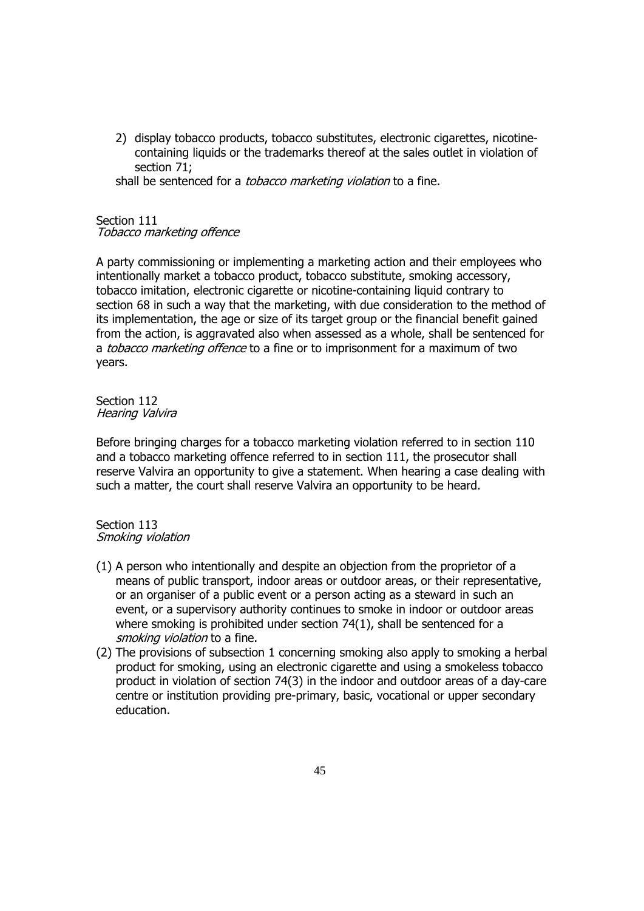2) display tobacco products, tobacco substitutes, electronic cigarettes, nicotine-containing liquids or the trademarks thereof at the sales outlet in violation of section 71;

shall be sentenced for a *tobacco marketing violation* to a fine.

Section 111
*Tobacco marketing offence*

A party commissioning or implementing a marketing action and their employees who intentionally market a tobacco product, tobacco substitute, smoking accessory, tobacco imitation, electronic cigarette or nicotine-containing liquid contrary to section 68 in such a way that the marketing, with due consideration to the method of its implementation, the age or size of its target group or the financial benefit gained from the action, is aggravated also when assessed as a whole, shall be sentenced for a *tobacco marketing offence* to a fine or to imprisonment for a maximum of two years.

Section 112
*Hearing Valvira*

Before bringing charges for a tobacco marketing violation referred to in section 110 and a tobacco marketing offence referred to in section 111, the prosecutor shall reserve Valvira an opportunity to give a statement. When hearing a case dealing with such a matter, the court shall reserve Valvira an opportunity to be heard.

Section 113
*Smoking violation*

(1) A person who intentionally and despite an objection from the proprietor of a means of public transport, indoor areas or outdoor areas, or their representative, or an organiser of a public event or a person acting as a steward in such an event, or a supervisory authority continues to smoke in indoor or outdoor areas where smoking is prohibited under section 74(1), shall be sentenced for a *smoking violation* to a fine.

(2) The provisions of subsection 1 concerning smoking also apply to smoking a herbal product for smoking, using an electronic cigarette and using a smokeless tobacco product in violation of section 74(3) in the indoor and outdoor areas of a day-care centre or institution providing pre-primary, basic, vocational or upper secondary education.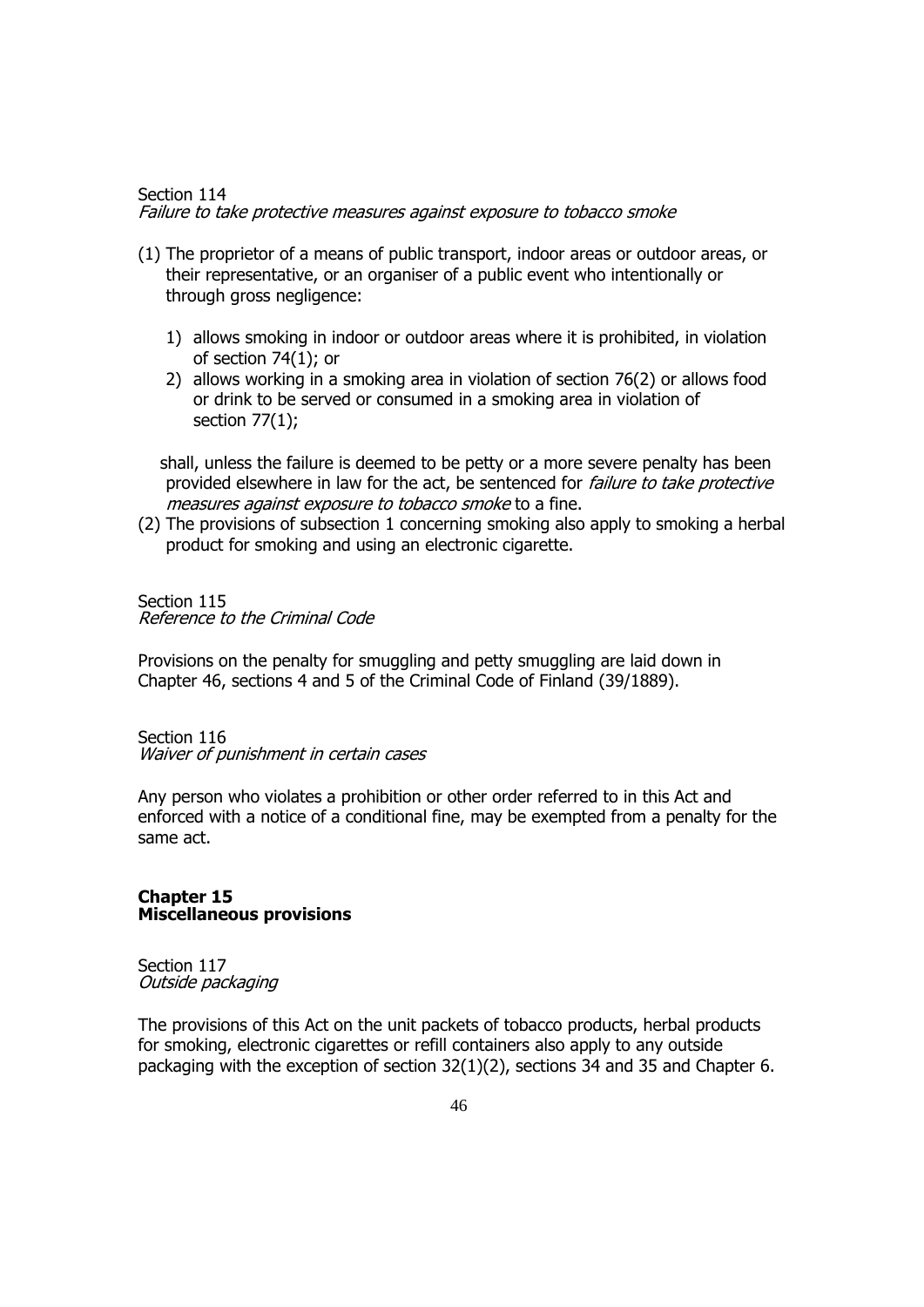Section 114
*Failure to take protective measures against exposure to tobacco smoke*

(1) The proprietor of a means of public transport, indoor areas or outdoor areas, or their representative, or an organiser of a public event who intentionally or through gross negligence:

1) allows smoking in indoor or outdoor areas where it is prohibited, in violation of section 74(1); or
2) allows working in a smoking area in violation of section 76(2) or allows food or drink to be served or consumed in a smoking area in violation of section 77(1);

shall, unless the failure is deemed to be petty or a more severe penalty has been provided elsewhere in law for the act, be sentenced for *failure to take protective measures against exposure to tobacco smoke* to a fine.

(2) The provisions of subsection 1 concerning smoking also apply to smoking a herbal product for smoking and using an electronic cigarette.

Section 115
*Reference to the Criminal Code*

Provisions on the penalty for smuggling and petty smuggling are laid down in Chapter 46, sections 4 and 5 of the Criminal Code of Finland (39/1889).

Section 116
*Waiver of punishment in certain cases*

Any person who violates a prohibition or other order referred to in this Act and enforced with a notice of a conditional fine, may be exempted from a penalty for the same act.

## Chapter 15
## Miscellaneous provisions

Section 117
*Outside packaging*

The provisions of this Act on the unit packets of tobacco products, herbal products for smoking, electronic cigarettes or refill containers also apply to any outside packaging with the exception of section 32(1)(2), sections 34 and 35 and Chapter 6.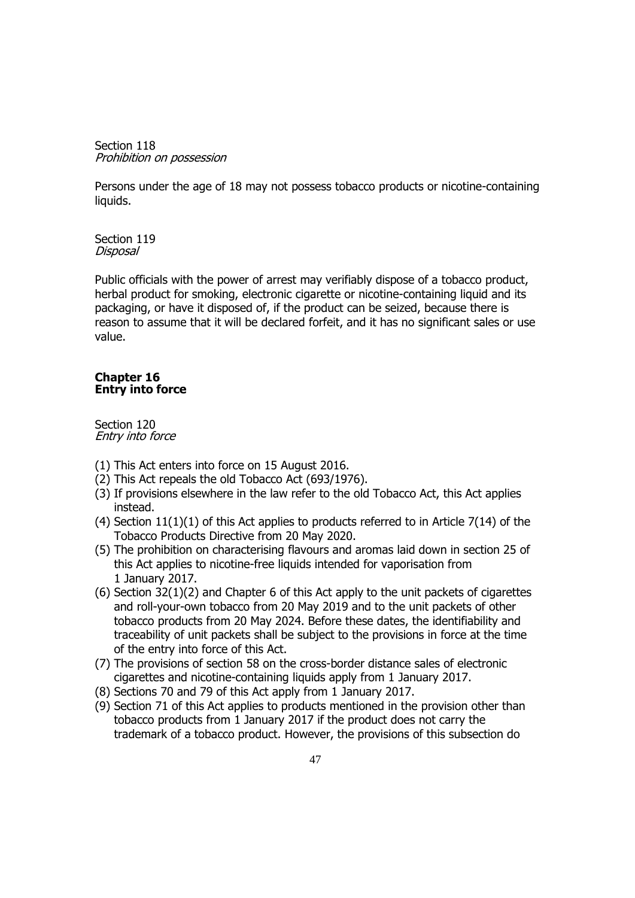Section 118
*Prohibition on possession*

Persons under the age of 18 may not possess tobacco products or nicotine-containing liquids.

Section 119
*Disposal*

Public officials with the power of arrest may verifiably dispose of a tobacco product, herbal product for smoking, electronic cigarette or nicotine-containing liquid and its packaging, or have it disposed of, if the product can be seized, because there is reason to assume that it will be declared forfeit, and it has no significant sales or use value.

## Chapter 16
## Entry into force

Section 120
*Entry into force*

(1) This Act enters into force on 15 August 2016.
(2) This Act repeals the old Tobacco Act (693/1976).
(3) If provisions elsewhere in the law refer to the old Tobacco Act, this Act applies instead.
(4) Section 11(1)(1) of this Act applies to products referred to in Article 7(14) of the Tobacco Products Directive from 20 May 2020.
(5) The prohibition on characterising flavours and aromas laid down in section 25 of this Act applies to nicotine-free liquids intended for vaporisation from 1 January 2017.
(6) Section 32(1)(2) and Chapter 6 of this Act apply to the unit packets of cigarettes and roll-your-own tobacco from 20 May 2019 and to the unit packets of other tobacco products from 20 May 2024. Before these dates, the identifiability and traceability of unit packets shall be subject to the provisions in force at the time of the entry into force of this Act.
(7) The provisions of section 58 on the cross-border distance sales of electronic cigarettes and nicotine-containing liquids apply from 1 January 2017.
(8) Sections 70 and 79 of this Act apply from 1 January 2017.
(9) Section 71 of this Act applies to products mentioned in the provision other than tobacco products from 1 January 2017 if the product does not carry the trademark of a tobacco product. However, the provisions of this subsection do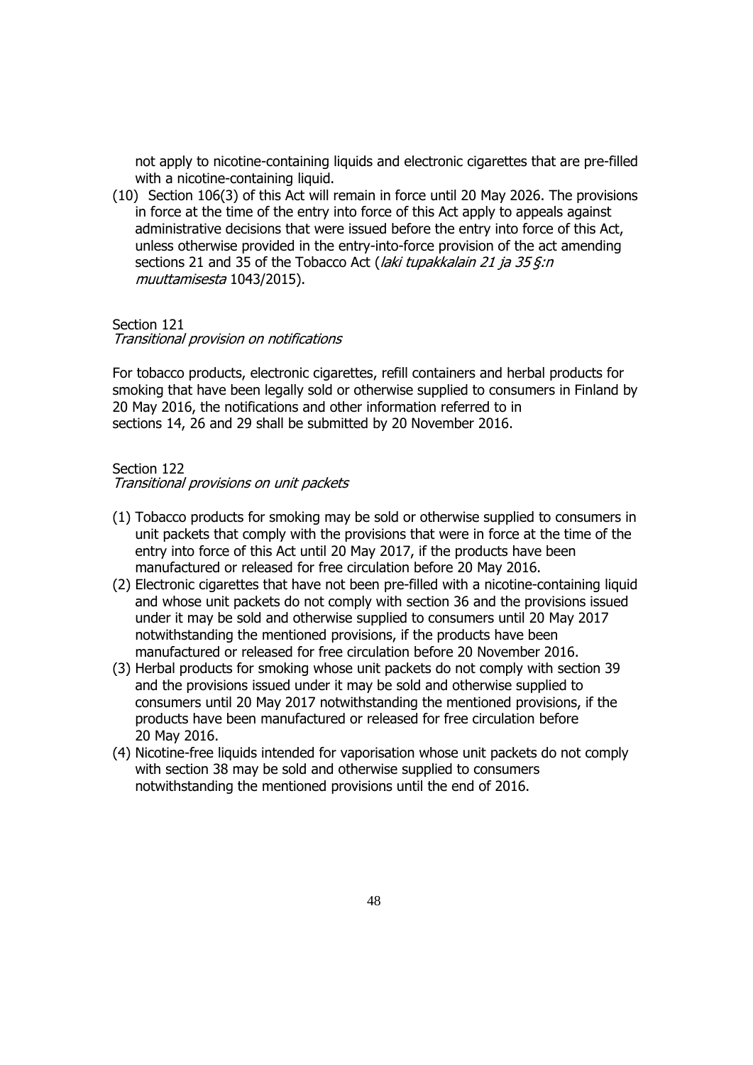not apply to nicotine-containing liquids and electronic cigarettes that are pre-filled with a nicotine-containing liquid.

(10) Section 106(3) of this Act will remain in force until 20 May 2026. The provisions in force at the time of the entry into force of this Act apply to appeals against administrative decisions that were issued before the entry into force of this Act, unless otherwise provided in the entry-into-force provision of the act amending sections 21 and 35 of the Tobacco Act (*laki tupakkalain 21 ja 35 §:n muuttamisesta* 1043/2015).

Section 121
*Transitional provision on notifications*

For tobacco products, electronic cigarettes, refill containers and herbal products for smoking that have been legally sold or otherwise supplied to consumers in Finland by 20 May 2016, the notifications and other information referred to in sections 14, 26 and 29 shall be submitted by 20 November 2016.

Section 122
*Transitional provisions on unit packets*

(1) Tobacco products for smoking may be sold or otherwise supplied to consumers in unit packets that comply with the provisions that were in force at the time of the entry into force of this Act until 20 May 2017, if the products have been manufactured or released for free circulation before 20 May 2016.

(2) Electronic cigarettes that have not been pre-filled with a nicotine-containing liquid and whose unit packets do not comply with section 36 and the provisions issued under it may be sold and otherwise supplied to consumers until 20 May 2017 notwithstanding the mentioned provisions, if the products have been manufactured or released for free circulation before 20 November 2016.

(3) Herbal products for smoking whose unit packets do not comply with section 39 and the provisions issued under it may be sold and otherwise supplied to consumers until 20 May 2017 notwithstanding the mentioned provisions, if the products have been manufactured or released for free circulation before 20 May 2016.

(4) Nicotine-free liquids intended for vaporisation whose unit packets do not comply with section 38 may be sold and otherwise supplied to consumers notwithstanding the mentioned provisions until the end of 2016.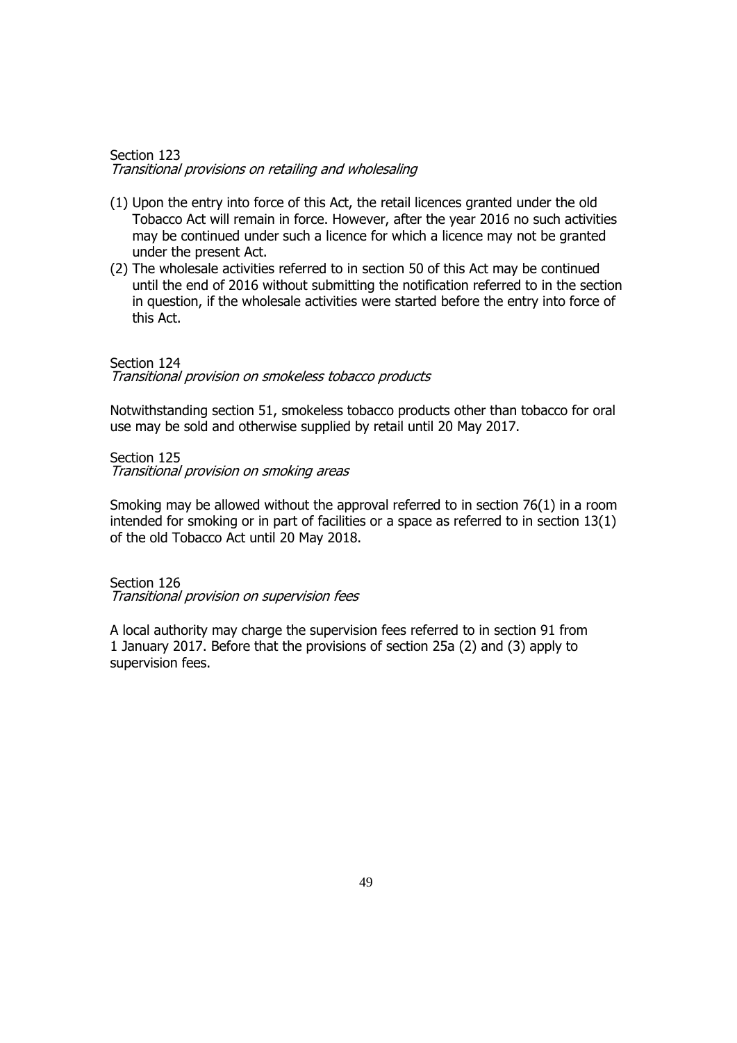Section 123
*Transitional provisions on retailing and wholesaling*

(1) Upon the entry into force of this Act, the retail licences granted under the old Tobacco Act will remain in force. However, after the year 2016 no such activities may be continued under such a licence for which a licence may not be granted under the present Act.
(2) The wholesale activities referred to in section 50 of this Act may be continued until the end of 2016 without submitting the notification referred to in the section in question, if the wholesale activities were started before the entry into force of this Act.

Section 124
*Transitional provision on smokeless tobacco products*

Notwithstanding section 51, smokeless tobacco products other than tobacco for oral use may be sold and otherwise supplied by retail until 20 May 2017.

Section 125
*Transitional provision on smoking areas*

Smoking may be allowed without the approval referred to in section 76(1) in a room intended for smoking or in part of facilities or a space as referred to in section 13(1) of the old Tobacco Act until 20 May 2018.

Section 126
*Transitional provision on supervision fees*

A local authority may charge the supervision fees referred to in section 91 from 1 January 2017. Before that the provisions of section 25a (2) and (3) apply to supervision fees.